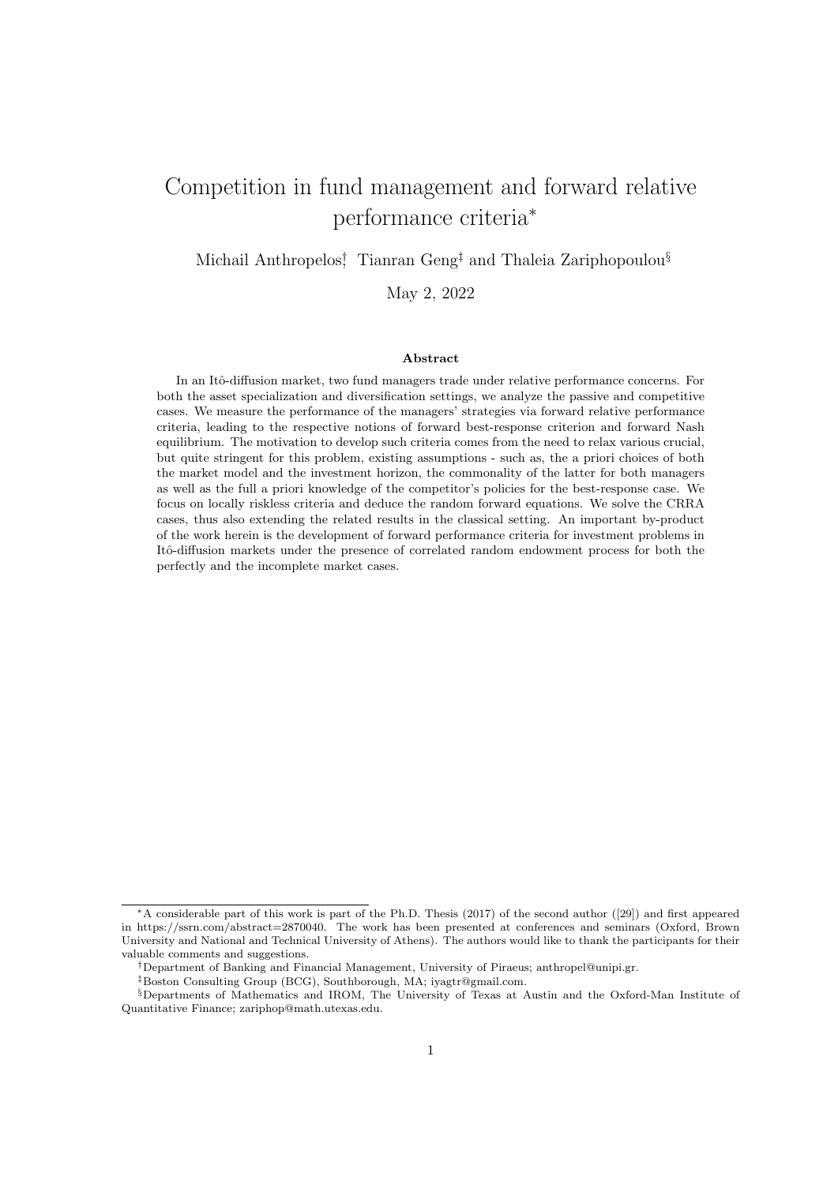# Competition in fund management and forward relative performance criteria*

Michail Anthropelos†, Tianran Geng‡ and Thaleia Zariphopoulou§

May 2, 2022

### Abstract

In an Itô-diffusion market, two fund managers trade under relative performance concerns. For both the asset specialization and diversification settings, we analyze the passive and competitive cases. We measure the performance of the managers' strategies via forward relative performance criteria, leading to the respective notions of forward best-response criterion and forward Nash equilibrium. The motivation to develop such criteria comes from the need to relax various crucial, but quite stringent for this problem, existing assumptions - such as, the a priori choices of both the market model and the investment horizon, the commonality of the latter for both managers as well as the full a priori knowledge of the competitor's policies for the best-response case. We focus on locally riskless criteria and deduce the random forward equations. We solve the CRRA cases, thus also extending the related results in the classical setting. An important by-product of the work herein is the development of forward performance criteria for investment problems in Itô-diffusion markets under the presence of correlated random endowment process for both the perfectly and the incomplete market cases.

---

*A considerable part of this work is part of the Ph.D. Thesis (2017) of the second author ([29]) and first appeared in https://ssrn.com/abstract=2870040. The work has been presented at conferences and seminars (Oxford, Brown University and National and Technical University of Athens). The authors would like to thank the participants for their valuable comments and suggestions.

†Department of Banking and Financial Management, University of Piraeus; anthropel@unipi.gr.

‡Boston Consulting Group (BCG), Southborough, MA; iyagtr@gmail.com.

§Departments of Mathematics and IROM, The University of Texas at Austin and the Oxford-Man Institute of Quantitative Finance; zariphop@math.utexas.edu.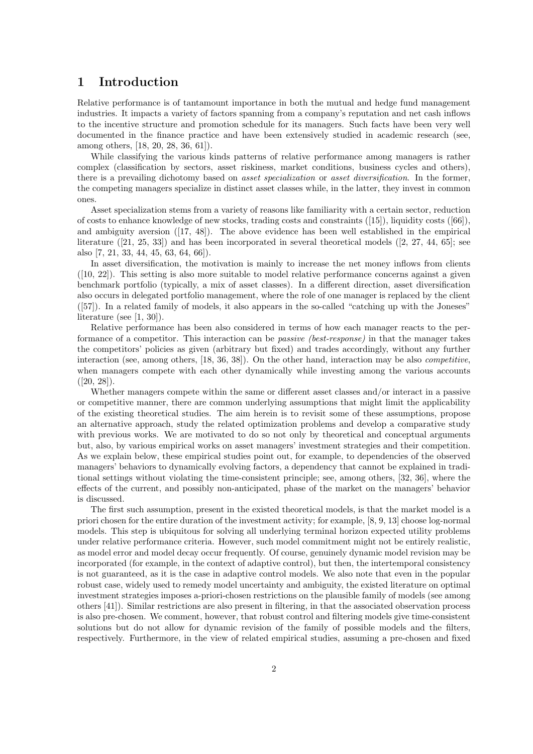# 1 Introduction

Relative performance is of tantamount importance in both the mutual and hedge fund management industries. It impacts a variety of factors spanning from a company's reputation and net cash inflows to the incentive structure and promotion schedule for its managers. Such facts have been very well documented in the finance practice and have been extensively studied in academic research (see, among others, [18, 20, 28, 36, 61]).

While classifying the various kinds patterns of relative performance among managers is rather complex (classification by sectors, asset riskiness, market conditions, business cycles and others), there is a prevailing dichotomy based on *asset specialization* or *asset diversification*. In the former, the competing managers specialize in distinct asset classes while, in the latter, they invest in common ones.

Asset specialization stems from a variety of reasons like familiarity with a certain sector, reduction of costs to enhance knowledge of new stocks, trading costs and constraints ([15]), liquidity costs ([66]), and ambiguity aversion ([17, 48]). The above evidence has been well established in the empirical literature ([21, 25, 33]) and has been incorporated in several theoretical models ([2, 27, 44, 65]; see also [7, 21, 33, 44, 45, 63, 64, 66]).

In asset diversification, the motivation is mainly to increase the net money inflows from clients ([10, 22]). This setting is also more suitable to model relative performance concerns against a given benchmark portfolio (typically, a mix of asset classes). In a different direction, asset diversification also occurs in delegated portfolio management, where the role of one manager is replaced by the client ([57]). In a related family of models, it also appears in the so-called "catching up with the Joneses" literature (see [1, 30]).

Relative performance has been also considered in terms of how each manager reacts to the performance of a competitor. This interaction can be *passive (best-response)* in that the manager takes the competitors' policies as given (arbitrary but fixed) and trades accordingly, without any further interaction (see, among others, [18, 36, 38]). On the other hand, interaction may be also *competitive*, when managers compete with each other dynamically while investing among the various accounts ([20, 28]).

Whether managers compete within the same or different asset classes and/or interact in a passive or competitive manner, there are common underlying assumptions that might limit the applicability of the existing theoretical studies. The aim herein is to revisit some of these assumptions, propose an alternative approach, study the related optimization problems and develop a comparative study with previous works. We are motivated to do so not only by theoretical and conceptual arguments but, also, by various empirical works on asset managers' investment strategies and their competition. As we explain below, these empirical studies point out, for example, to dependencies of the observed managers' behaviors to dynamically evolving factors, a dependency that cannot be explained in traditional settings without violating the time-consistent principle; see, among others, [32, 36], where the effects of the current, and possibly non-anticipated, phase of the market on the managers' behavior is discussed.

The first such assumption, present in the existed theoretical models, is that the market model is a priori chosen for the entire duration of the investment activity; for example, [8, 9, 13] choose log-normal models. This step is ubiquitous for solving all underlying terminal horizon expected utility problems under relative performance criteria. However, such model commitment might not be entirely realistic, as model error and model decay occur frequently. Of course, genuinely dynamic model revision may be incorporated (for example, in the context of adaptive control), but then, the intertemporal consistency is not guaranteed, as it is the case in adaptive control models. We also note that even in the popular robust case, widely used to remedy model uncertainty and ambiguity, the existed literature on optimal investment strategies imposes a-priori-chosen restrictions on the plausible family of models (see among others [41]). Similar restrictions are also present in filtering, in that the associated observation process is also pre-chosen. We comment, however, that robust control and filtering models give time-consistent solutions but do not allow for dynamic revision of the family of possible models and the filters, respectively. Furthermore, in the view of related empirical studies, assuming a pre-chosen and fixed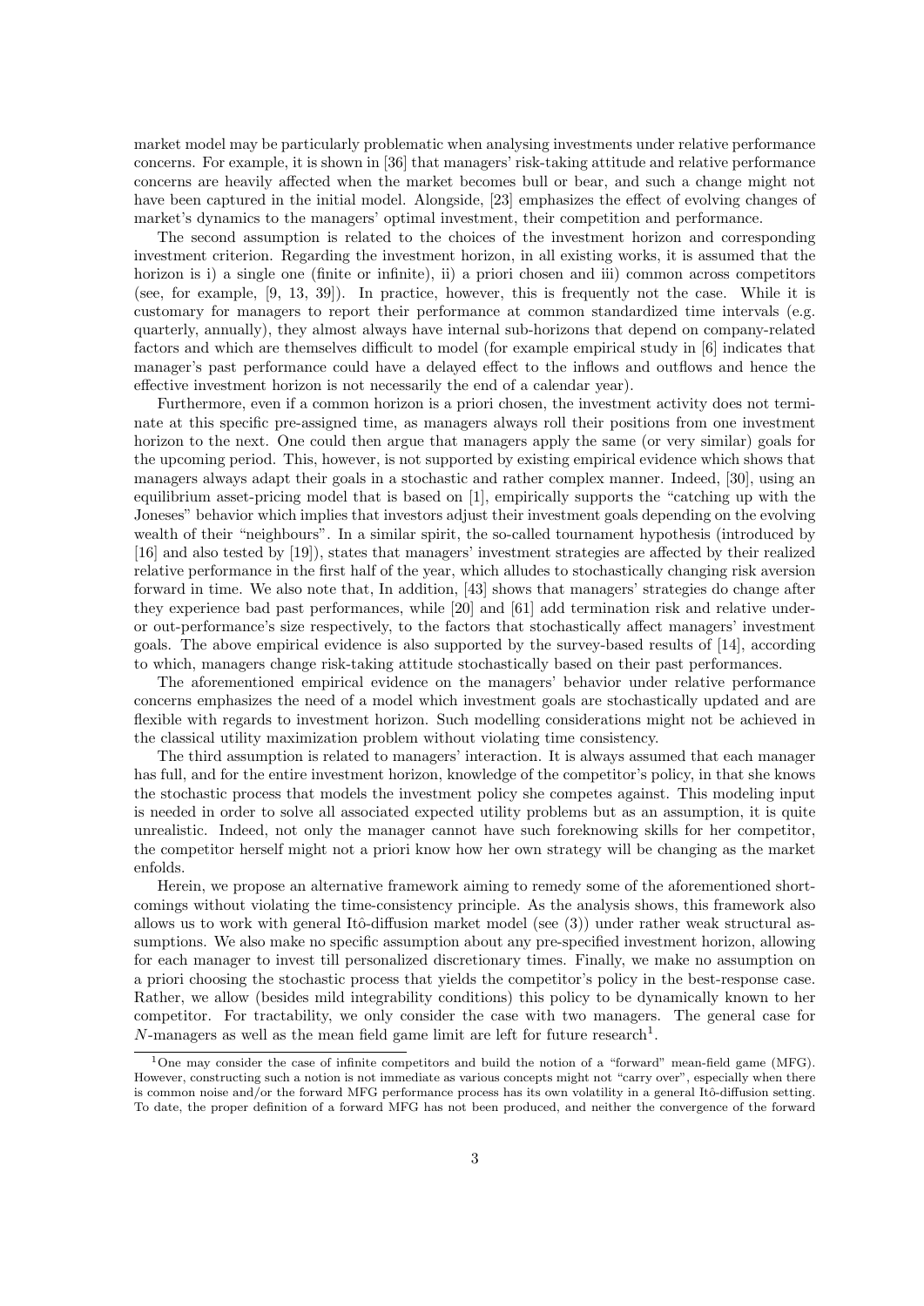market model may be particularly problematic when analysing investments under relative performance concerns. For example, it is shown in [36] that managers' risk-taking attitude and relative performance concerns are heavily affected when the market becomes bull or bear, and such a change might not have been captured in the initial model. Alongside, [23] emphasizes the effect of evolving changes of market's dynamics to the managers' optimal investment, their competition and performance.

The second assumption is related to the choices of the investment horizon and corresponding investment criterion. Regarding the investment horizon, in all existing works, it is assumed that the horizon is i) a single one (finite or infinite), ii) a priori chosen and iii) common across competitors (see, for example, [9, 13, 39]). In practice, however, this is frequently not the case. While it is customary for managers to report their performance at common standardized time intervals (e.g. quarterly, annually), they almost always have internal sub-horizons that depend on company-related factors and which are themselves difficult to model (for example empirical study in [6] indicates that manager's past performance could have a delayed effect to the inflows and outflows and hence the effective investment horizon is not necessarily the end of a calendar year).

Furthermore, even if a common horizon is a priori chosen, the investment activity does not terminate at this specific pre-assigned time, as managers always roll their positions from one investment horizon to the next. One could then argue that managers apply the same (or very similar) goals for the upcoming period. This, however, is not supported by existing empirical evidence which shows that managers always adapt their goals in a stochastic and rather complex manner. Indeed, [30], using an equilibrium asset-pricing model that is based on [1], empirically supports the "catching up with the Joneses" behavior which implies that investors adjust their investment goals depending on the evolving wealth of their "neighbours". In a similar spirit, the so-called tournament hypothesis (introduced by [16] and also tested by [19]), states that managers' investment strategies are affected by their realized relative performance in the first half of the year, which alludes to stochastically changing risk aversion forward in time. We also note that, In addition, [43] shows that managers' strategies do change after they experience bad past performances, while [20] and [61] add termination risk and relative under- or out-performance's size respectively, to the factors that stochastically affect managers' investment goals. The above empirical evidence is also supported by the survey-based results of [14], according to which, managers change risk-taking attitude stochastically based on their past performances.

The aforementioned empirical evidence on the managers' behavior under relative performance concerns emphasizes the need of a model which investment goals are stochastically updated and are flexible with regards to investment horizon. Such modelling considerations might not be achieved in the classical utility maximization problem without violating time consistency.

The third assumption is related to managers' interaction. It is always assumed that each manager has full, and for the entire investment horizon, knowledge of the competitor's policy, in that she knows the stochastic process that models the investment policy she competes against. This modeling input is needed in order to solve all associated expected utility problems but as an assumption, it is quite unrealistic. Indeed, not only the manager cannot have such foreknowing skills for her competitor, the competitor herself might not a priori know how her own strategy will be changing as the market enfolds.

Herein, we propose an alternative framework aiming to remedy some of the aforementioned shortcomings without violating the time-consistency principle. As the analysis shows, this framework also allows us to work with general Itô-diffusion market model (see (3)) under rather weak structural assumptions. We also make no specific assumption about any pre-specified investment horizon, allowing for each manager to invest till personalized discretionary times. Finally, we make no assumption on a priori choosing the stochastic process that yields the competitor's policy in the best-response case. Rather, we allow (besides mild integrability conditions) this policy to be dynamically known to her competitor. For tractability, we only consider the case with two managers. The general case for $N$-managers as well as the mean field game limit are left for future research[1].

[1] One may consider the case of infinite competitors and build the notion of a "forward" mean-field game (MFG). However, constructing such a notion is not immediate as various concepts might not "carry over", especially when there is common noise and/or the forward MFG performance process has its own volatility in a general Itô-diffusion setting. To date, the proper definition of a forward MFG has not been produced, and neither the convergence of the forward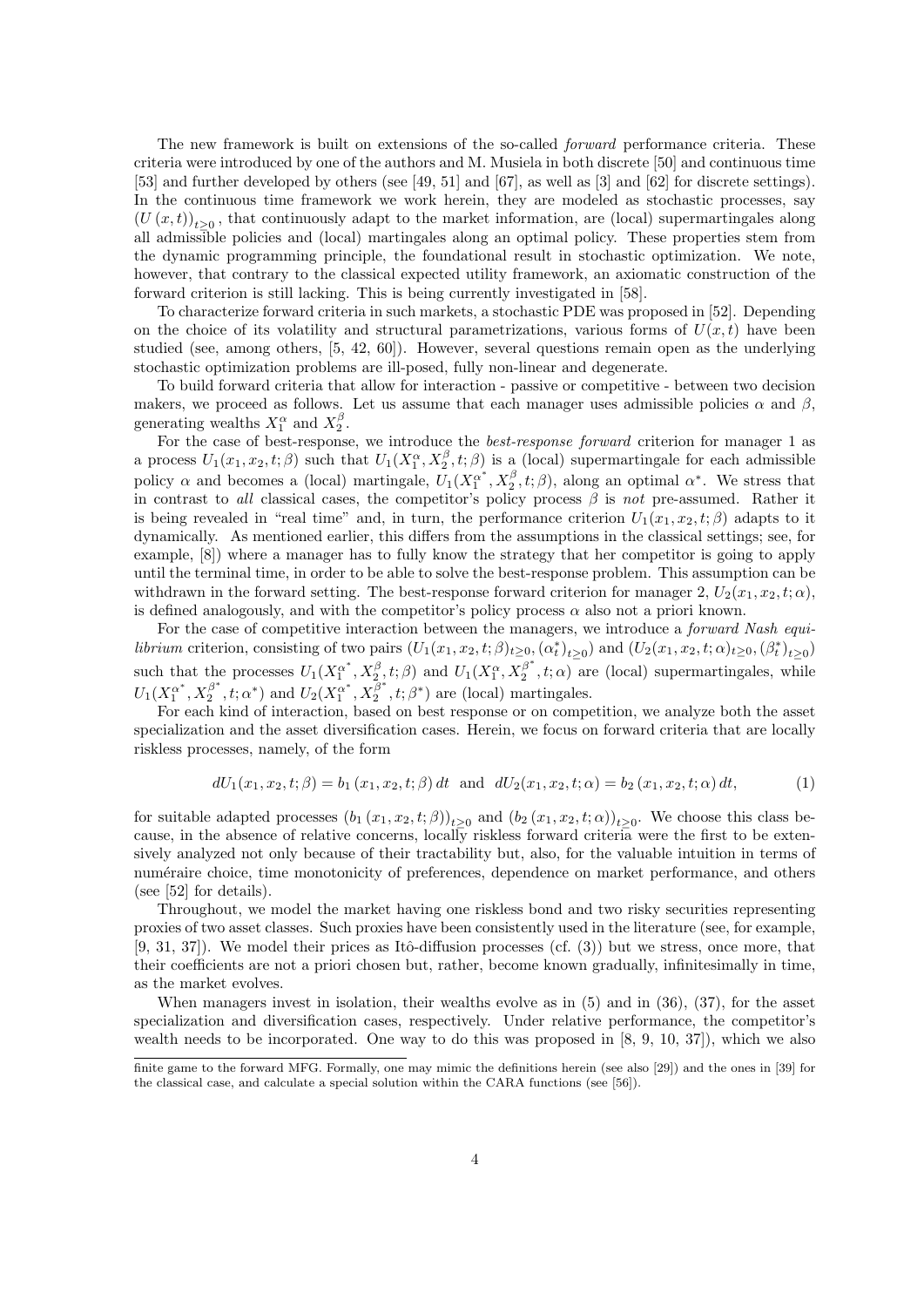The new framework is built on extensions of the so-called *forward* performance criteria. These criteria were introduced by one of the authors and M. Musiela in both discrete [50] and continuous time [53] and further developed by others (see [49, 51] and [67], as well as [3] and [62] for discrete settings). In the continuous time framework we work herein, they are modeled as stochastic processes, say $(U(x,t))_{t\geq 0}$, that continuously adapt to the market information, are (local) supermartingales along all admissible policies and (local) martingales along an optimal policy. These properties stem from the dynamic programming principle, the foundational result in stochastic optimization. We note, however, that contrary to the classical expected utility framework, an axiomatic construction of the forward criterion is still lacking. This is being currently investigated in [58].

To characterize forward criteria in such markets, a stochastic PDE was proposed in [52]. Depending on the choice of its volatility and structural parametrizations, various forms of $U(x,t)$ have been studied (see, among others, [5, 42, 60]). However, several questions remain open as the underlying stochastic optimization problems are ill-posed, fully non-linear and degenerate.

To build forward criteria that allow for interaction - passive or competitive - between two decision makers, we proceed as follows. Let us assume that each manager uses admissible policies $\alpha$ and $\beta$, generating wealths $X_1^{\alpha}$ and $X_2^{\beta}$.

For the case of best-response, we introduce the *best-response forward* criterion for manager 1 as a process $U_1(x_1,x_2,t;\beta)$ such that $U_1(X_1^{\alpha},X_2^{\beta},t;\beta)$ is a (local) supermartingale for each admissible policy $\alpha$ and becomes a (local) martingale, $U_1(X_1^{\alpha^*},X_2^{\beta},t;\beta)$, along an optimal $\alpha^*$. We stress that in contrast to *all* classical cases, the competitor's policy process $\beta$ is *not* pre-assumed. Rather it is being revealed in "real time" and, in turn, the performance criterion $U_1(x_1,x_2,t;\beta)$ adapts to it dynamically. As mentioned earlier, this differs from the assumptions in the classical settings; see, for example, [8]) where a manager has to fully know the strategy that her competitor is going to apply until the terminal time, in order to be able to solve the best-response problem. This assumption can be withdrawn in the forward setting. The best-response forward criterion for manager 2, $U_2(x_1,x_2,t;\alpha)$, is defined analogously, and with the competitor's policy process $\alpha$ also not a priori known.

For the case of competitive interaction between the managers, we introduce a *forward Nash equilibrium* criterion, consisting of two pairs $(U_1(x_1,x_2,t;\beta)_{t\geq 0},(\alpha_t^*)_{t\geq 0})$ and $(U_2(x_1,x_2,t;\alpha)_{t\geq 0},(\beta_t^*)_{t\geq 0})$ such that the processes $U_1(X_1^{\alpha^*},X_2^{\beta},t;\beta)$ and $U_1(X_1^{\alpha},X_2^{\beta^*},t;\alpha)$ are (local) supermartingales, while $U_1(X_1^{\alpha^*},X_2^{\beta^*},t;\alpha^*)$ and $U_2(X_1^{\alpha^*},X_2^{\beta^*},t;\beta^*)$ are (local) martingales.

For each kind of interaction, based on best response or on competition, we analyze both the asset specialization and the asset diversification cases. Herein, we focus on forward criteria that are locally riskless processes, namely, of the form

$$dU_1(x_1,x_2,t;\beta)=b_1(x_1,x_2,t;\beta)\,dt \quad\text{and}\quad dU_2(x_1,x_2,t;\alpha)=b_2(x_1,x_2,t;\alpha)\,dt, \tag{1}$$

for suitable adapted processes $(b_1(x_1,x_2,t;\beta))_{t\geq 0}$ and $(b_2(x_1,x_2,t;\alpha))_{t\geq 0}$. We choose this class because, in the absence of relative concerns, locally riskless forward criteria were the first to be extensively analyzed not only because of their tractability but, also, for the valuable intuition in terms of numéraire choice, time monotonicity of preferences, dependence on market performance, and others (see [52] for details).

Throughout, we model the market having one riskless bond and two risky securities representing proxies of two asset classes. Such proxies have been consistently used in the literature (see, for example, [9, 31, 37]). We model their prices as Itô-diffusion processes (cf. (3)) but we stress, once more, that their coefficients are not a priori chosen but, rather, become known gradually, infinitesimally in time, as the market evolves.

When managers invest in isolation, their wealths evolve as in (5) and in (36), (37), for the asset specialization and diversification cases, respectively. Under relative performance, the competitor's wealth needs to be incorporated. One way to do this was proposed in [8, 9, 10, 37]), which we also

finite game to the forward MFG. Formally, one may mimic the definitions herein (see also [29]) and the ones in [39] for the classical case, and calculate a special solution within the CARA functions (see [56]).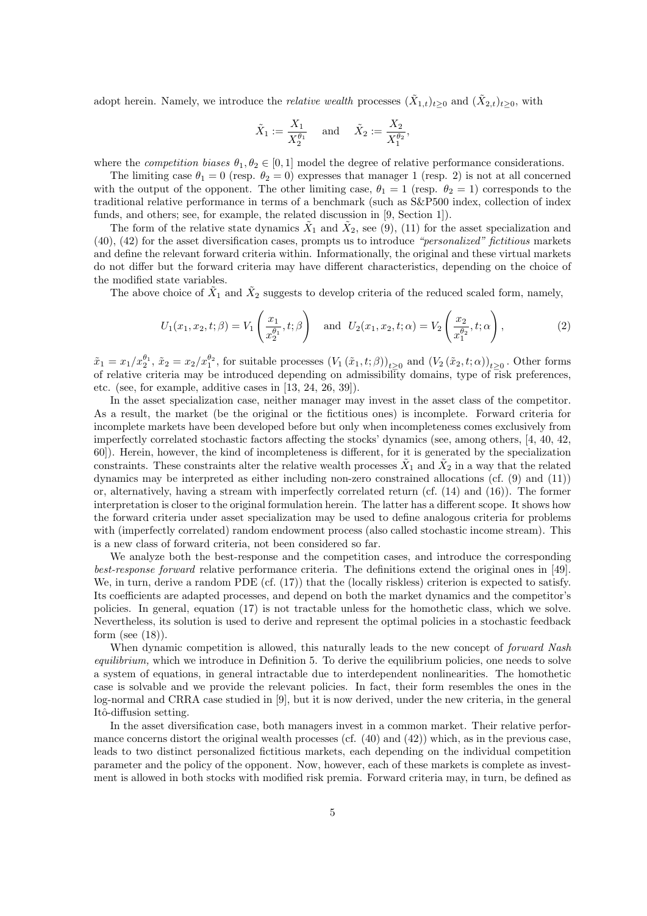adopt herein. Namely, we introduce the *relative wealth* processes $(\tilde{X}_{1,t})_{t\geq 0}$ and $(\tilde{X}_{2,t})_{t\geq 0}$, with

$$\tilde{X}_1 := \frac{X_1}{X_2^{\theta_1}} \quad \text{and} \quad \tilde{X}_2 := \frac{X_2}{X_1^{\theta_2}},$$

where the *competition biases* $\theta_1, \theta_2 \in [0,1]$ model the degree of relative performance considerations.

The limiting case $\theta_1 = 0$ (resp. $\theta_2 = 0$) expresses that manager 1 (resp. 2) is not at all concerned with the output of the opponent. The other limiting case, $\theta_1 = 1$ (resp. $\theta_2 = 1$) corresponds to the traditional relative performance in terms of a benchmark (such as S&P500 index, collection of index funds, and others; see, for example, the related discussion in [9, Section 1]).

The form of the relative state dynamics $\tilde{X}_1$ and $\tilde{X}_2$, see (9), (11) for the asset specialization and (40), (42) for the asset diversification cases, prompts us to introduce *"personalized" fictitious* markets and define the relevant forward criteria within. Informationally, the original and these virtual markets do not differ but the forward criteria may have different characteristics, depending on the choice of the modified state variables.

The above choice of $\tilde{X}_1$ and $\tilde{X}_2$ suggests to develop criteria of the reduced scaled form, namely,

$$U_1(x_1, x_2, t; \beta) = V_1\left(\frac{x_1}{x_2^{\theta_1}}, t; \beta\right) \quad \text{and} \quad U_2(x_1, x_2, t; \alpha) = V_2\left(\frac{x_2}{x_1^{\theta_2}}, t; \alpha\right), \tag{2}$$

$\tilde{x}_1 = x_1/x_2^{\theta_1}$, $\tilde{x}_2 = x_2/x_1^{\theta_2}$, for suitable processes $(V_1(\tilde{x}_1, t; \beta))_{t\geq 0}$ and $(V_2(\tilde{x}_2, t; \alpha))_{t\geq 0}$. Other forms of relative criteria may be introduced depending on admissibility domains, type of risk preferences, etc. (see, for example, additive cases in [13, 24, 26, 39]).

In the asset specialization case, neither manager may invest in the asset class of the competitor. As a result, the market (be the original or the fictitious ones) is incomplete. Forward criteria for incomplete markets have been developed before but only when incompleteness comes exclusively from imperfectly correlated stochastic factors affecting the stocks' dynamics (see, among others, [4, 40, 42, 60]). Herein, however, the kind of incompleteness is different, for it is generated by the specialization constraints. These constraints alter the relative wealth processes $\tilde{X}_1$ and $\tilde{X}_2$ in a way that the related dynamics may be interpreted as either including non-zero constrained allocations (cf. (9) and (11)) or, alternatively, having a stream with imperfectly correlated return (cf. (14) and (16)). The former interpretation is closer to the original formulation herein. The latter has a different scope. It shows how the forward criteria under asset specialization may be used to define analogous criteria for problems with (imperfectly correlated) random endowment process (also called stochastic income stream). This is a new class of forward criteria, not been considered so far.

We analyze both the best-response and the competition cases, and introduce the corresponding *best-response forward* relative performance criteria. The definitions extend the original ones in [49]. We, in turn, derive a random PDE (cf. (17)) that the (locally riskless) criterion is expected to satisfy. Its coefficients are adapted processes, and depend on both the market dynamics and the competitor's policies. In general, equation (17) is not tractable unless for the homothetic class, which we solve. Nevertheless, its solution is used to derive and represent the optimal policies in a stochastic feedback form (see (18)).

When dynamic competition is allowed, this naturally leads to the new concept of *forward Nash equilibrium,* which we introduce in Definition 5. To derive the equilibrium policies, one needs to solve a system of equations, in general intractable due to interdependent nonlinearities. The homothetic case is solvable and we provide the relevant policies. In fact, their form resembles the ones in the log-normal and CRRA case studied in [9], but it is now derived, under the new criteria, in the general Itô-diffusion setting.

In the asset diversification case, both managers invest in a common market. Their relative performance concerns distort the original wealth processes (cf. (40) and (42)) which, as in the previous case, leads to two distinct personalized fictitious markets, each depending on the individual competition parameter and the policy of the opponent. Now, however, each of these markets is complete as investment is allowed in both stocks with modified risk premia. Forward criteria may, in turn, be defined as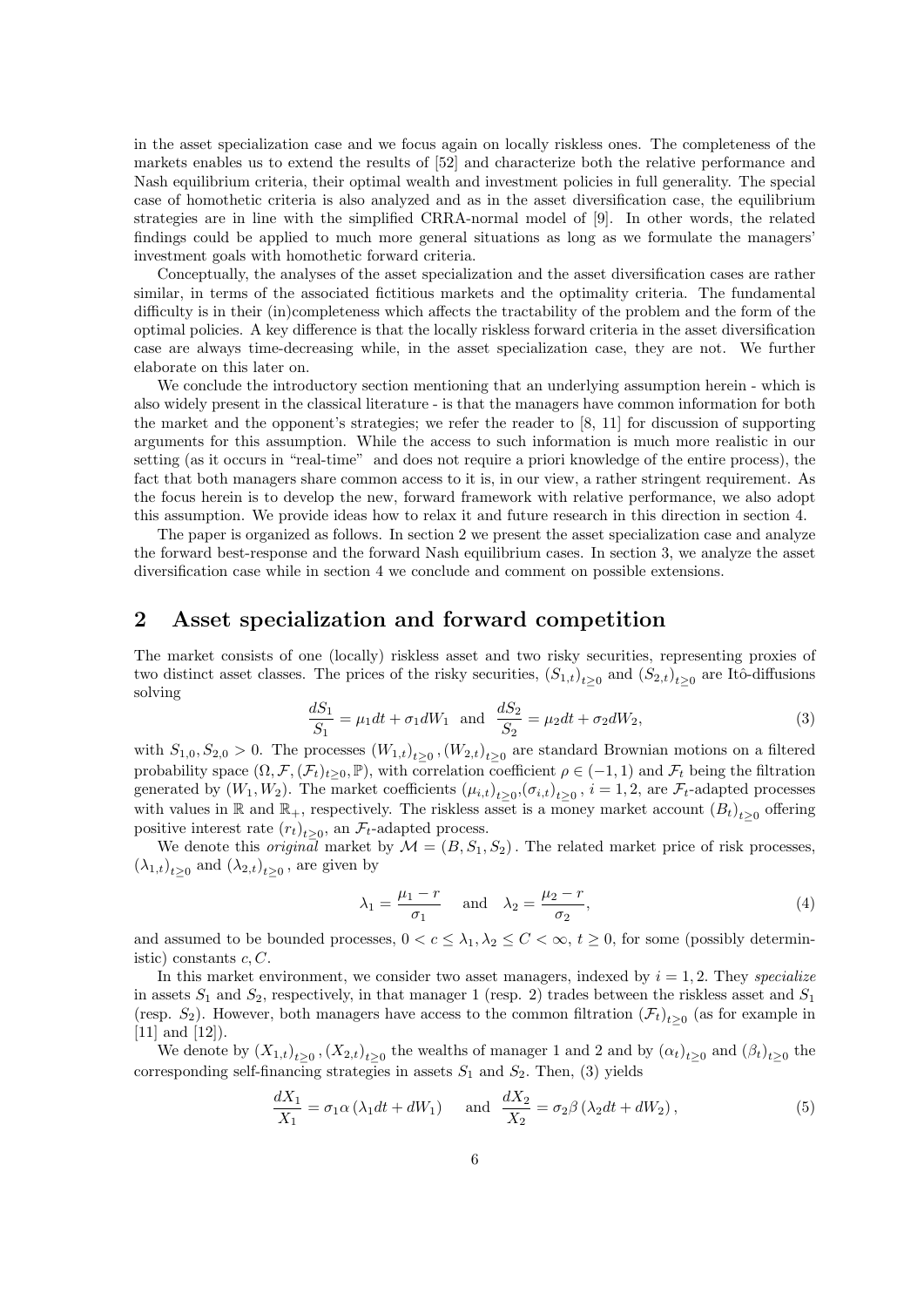in the asset specialization case and we focus again on locally riskless ones. The completeness of the markets enables us to extend the results of [52] and characterize both the relative performance and Nash equilibrium criteria, their optimal wealth and investment policies in full generality. The special case of homothetic criteria is also analyzed and as in the asset diversification case, the equilibrium strategies are in line with the simplified CRRA-normal model of [9]. In other words, the related findings could be applied to much more general situations as long as we formulate the managers' investment goals with homothetic forward criteria.

Conceptually, the analyses of the asset specialization and the asset diversification cases are rather similar, in terms of the associated fictitious markets and the optimality criteria. The fundamental difficulty is in their (in)completeness which affects the tractability of the problem and the form of the optimal policies. A key difference is that the locally riskless forward criteria in the asset diversification case are always time-decreasing while, in the asset specialization case, they are not. We further elaborate on this later on.

We conclude the introductory section mentioning that an underlying assumption herein - which is also widely present in the classical literature - is that the managers have common information for both the market and the opponent's strategies; we refer the reader to [8, 11] for discussion of supporting arguments for this assumption. While the access to such information is much more realistic in our setting (as it occurs in "real-time" and does not require a priori knowledge of the entire process), the fact that both managers share common access to it is, in our view, a rather stringent requirement. As the focus herein is to develop the new, forward framework with relative performance, we also adopt this assumption. We provide ideas how to relax it and future research in this direction in section 4.

The paper is organized as follows. In section 2 we present the asset specialization case and analyze the forward best-response and the forward Nash equilibrium cases. In section 3, we analyze the asset diversification case while in section 4 we conclude and comment on possible extensions.

## 2 Asset specialization and forward competition

The market consists of one (locally) riskless asset and two risky securities, representing proxies of two distinct asset classes. The prices of the risky securities, $(S_{1,t})_{t\geq 0}$ and $(S_{2,t})_{t\geq 0}$ are Itô-diffusions solving

$$\frac{dS_1}{S_1} = \mu_1 dt + \sigma_1 dW_1 \quad \text{and} \quad \frac{dS_2}{S_2} = \mu_2 dt + \sigma_2 dW_2, \tag{3}$$

with $S_{1,0}, S_{2,0} > 0$. The processes $(W_{1,t})_{t\geq 0}, (W_{2,t})_{t\geq 0}$ are standard Brownian motions on a filtered probability space $(\Omega, \mathcal{F}, (\mathcal{F}_t)_{t\geq 0}, \mathbb{P})$, with correlation coefficient $\rho \in (-1, 1)$ and $\mathcal{F}_t$ being the filtration generated by $(W_1, W_2)$. The market coefficients $(\mu_{i,t})_{t\geq 0}, (\sigma_{i,t})_{t\geq 0}$, $i = 1, 2$, are $\mathcal{F}_t$-adapted processes with values in $\mathbb{R}$ and $\mathbb{R}_+$, respectively. The riskless asset is a money market account $(B_t)_{t\geq 0}$ offering positive interest rate $(r_t)_{t\geq 0}$, an $\mathcal{F}_t$-adapted process.

We denote this *original* market by $\mathcal{M} = (B, S_1, S_2)$. The related market price of risk processes, $(\lambda_{1,t})_{t\geq 0}$ and $(\lambda_{2,t})_{t\geq 0}$, are given by

$$\lambda_1 = \frac{\mu_1 - r}{\sigma_1} \quad \text{and} \quad \lambda_2 = \frac{\mu_2 - r}{\sigma_2}, \tag{4}$$

and assumed to be bounded processes, $0 < c \leq \lambda_1, \lambda_2 \leq C < \infty$, $t \geq 0$, for some (possibly deterministic) constants $c, C$.

In this market environment, we consider two asset managers, indexed by $i = 1, 2$. They *specialize* in assets $S_1$ and $S_2$, respectively, in that manager 1 (resp. 2) trades between the riskless asset and $S_1$ (resp. $S_2$). However, both managers have access to the common filtration $(\mathcal{F}_t)_{t\geq 0}$ (as for example in [11] and [12]).

We denote by $(X_{1,t})_{t\geq 0}, (X_{2,t})_{t\geq 0}$ the wealths of manager 1 and 2 and by $(\alpha_t)_{t\geq 0}$ and $(\beta_t)_{t\geq 0}$ the corresponding self-financing strategies in assets $S_1$ and $S_2$. Then, (3) yields

$$\frac{dX_1}{X_1} = \sigma_1 \alpha \left(\lambda_1 dt + dW_1\right) \quad \text{and} \quad \frac{dX_2}{X_2} = \sigma_2 \beta \left(\lambda_2 dt + dW_2\right), \tag{5}$$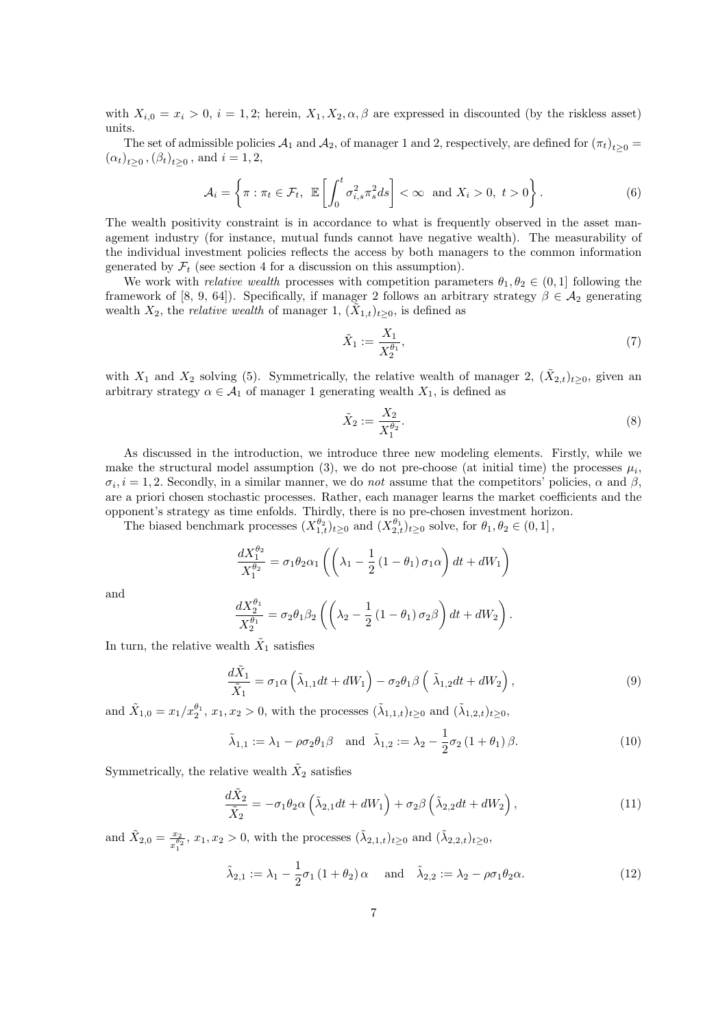with $X_{i,0} = x_i > 0$, $i = 1,2$; herein, $X_1, X_2, \alpha, \beta$ are expressed in discounted (by the riskless asset) units.

The set of admissible policies $\mathcal{A}_1$ and $\mathcal{A}_2$, of manager 1 and 2, respectively, are defined for $(\pi_t)_{t\geq 0} = (\alpha_t)_{t\geq 0}, (\beta_t)_{t\geq 0}$, and $i = 1,2$,

$$\mathcal{A}_i = \left\{ \pi : \pi_t \in \mathcal{F}_t, \ \mathbb{E}\left[\int_0^t \sigma_{i,s}^2 \pi_s^2 ds\right] < \infty \ \text{ and } X_i > 0, \ t > 0 \right\}. \tag{6}$$

The wealth positivity constraint is in accordance to what is frequently observed in the asset management industry (for instance, mutual funds cannot have negative wealth). The measurability of the individual investment policies reflects the access by both managers to the common information generated by $\mathcal{F}_t$ (see section 4 for a discussion on this assumption).

We work with *relative wealth* processes with competition parameters $\theta_1, \theta_2 \in (0,1]$ following the framework of [8, 9, 64]). Specifically, if manager 2 follows an arbitrary strategy $\beta \in \mathcal{A}_2$ generating wealth $X_2$, the *relative wealth* of manager 1, $(\tilde{X}_{1,t})_{t\geq 0}$, is defined as

$$\tilde{X}_1 := \frac{X_1}{X_2^{\theta_1}}, \tag{7}$$

with $X_1$ and $X_2$ solving (5). Symmetrically, the relative wealth of manager 2, $(\tilde{X}_{2,t})_{t\geq 0}$, given an arbitrary strategy $\alpha \in \mathcal{A}_1$ of manager 1 generating wealth $X_1$, is defined as

$$\tilde{X}_2 := \frac{X_2}{X_1^{\theta_2}}. \tag{8}$$

As discussed in the introduction, we introduce three new modeling elements. Firstly, while we make the structural model assumption (3), we do not pre-choose (at initial time) the processes $\mu_i$, $\sigma_i, i = 1,2$. Secondly, in a similar manner, we do *not* assume that the competitors' policies, $\alpha$ and $\beta$, are a priori chosen stochastic processes. Rather, each manager learns the market coefficients and the opponent's strategy as time enfolds. Thirdly, there is no pre-chosen investment horizon.

The biased benchmark processes $(X_{1,t}^{\theta_2})_{t\geq 0}$ and $(X_{2,t}^{\theta_1})_{t\geq 0}$ solve, for $\theta_1, \theta_2 \in (0,1]$,

$$\frac{dX_1^{\theta_2}}{X_1^{\theta_2}} = \sigma_1 \theta_2 \alpha_1 \left( \left( \lambda_1 - \frac{1}{2}(1-\theta_1)\sigma_1 \alpha \right) dt + dW_1 \right)$$

and

$$\frac{dX_2^{\theta_1}}{X_2^{\theta_1}} = \sigma_2 \theta_1 \beta_2 \left( \left( \lambda_2 - \frac{1}{2}(1-\theta_1)\sigma_2 \beta \right) dt + dW_2 \right).$$

In turn, the relative wealth $\tilde{X}_1$ satisfies

$$\frac{d\tilde{X}_1}{\tilde{X}_1} = \sigma_1 \alpha \left( \tilde{\lambda}_{1,1} dt + dW_1 \right) - \sigma_2 \theta_1 \beta \left( \ \tilde{\lambda}_{1,2} dt + dW_2 \right), \tag{9}$$

and $\tilde{X}_{1,0} = x_1 / x_2^{\theta_1}$, $x_1, x_2 > 0$, with the processes $(\tilde{\lambda}_{1,1,t})_{t\geq 0}$ and $(\tilde{\lambda}_{1,2,t})_{t\geq 0}$,

$$\tilde{\lambda}_{1,1} := \lambda_1 - \rho \sigma_2 \theta_1 \beta \quad \text{and} \quad \tilde{\lambda}_{1,2} := \lambda_2 - \frac{1}{2}\sigma_2 (1+\theta_1)\beta. \tag{10}$$

Symmetrically, the relative wealth $\tilde{X}_2$ satisfies

$$\frac{d\tilde{X}_2}{\tilde{X}_2} = -\sigma_1 \theta_2 \alpha \left( \tilde{\lambda}_{2,1} dt + dW_1 \right) + \sigma_2 \beta \left( \tilde{\lambda}_{2,2} dt + dW_2 \right), \tag{11}$$

and $\tilde{X}_{2,0} = \frac{x_2}{x_1^{\theta_2}}$, $x_1, x_2 > 0$, with the processes $(\tilde{\lambda}_{2,1,t})_{t\geq 0}$ and $(\tilde{\lambda}_{2,2,t})_{t\geq 0}$,

$$\tilde{\lambda}_{2,1} := \lambda_1 - \frac{1}{2}\sigma_1 (1+\theta_2)\alpha \quad \text{ and } \quad \tilde{\lambda}_{2,2} := \lambda_2 - \rho \sigma_1 \theta_2 \alpha. \tag{12}$$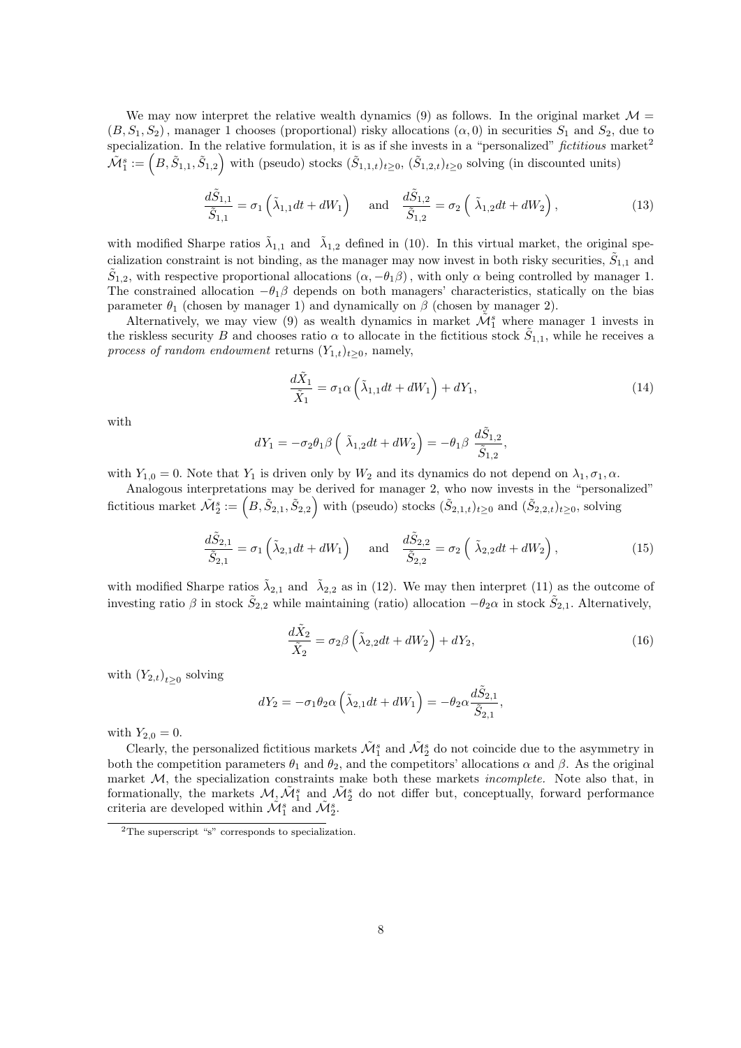We may now interpret the relative wealth dynamics (9) as follows. In the original market $\mathcal{M} = (B, S_1, S_2)$, manager 1 chooses (proportional) risky allocations $(\alpha, 0)$ in securities $S_1$ and $S_2$, due to specialization. In the relative formulation, it is as if she invests in a "personalized" *fictitious* market[2] $\tilde{\mathcal{M}}_1^s := \left(B, \tilde{S}_{1,1}, \tilde{S}_{1,2}\right)$ with (pseudo) stocks $(\tilde{S}_{1,1,t})_{t\geq 0}$, $(\tilde{S}_{1,2,t})_{t\geq 0}$ solving (in discounted units)

$$\frac{d\tilde{S}_{1,1}}{\tilde{S}_{1,1}} = \sigma_1 \left(\tilde{\lambda}_{1,1} dt + dW_1\right) \quad \text{and} \quad \frac{d\tilde{S}_{1,2}}{\tilde{S}_{1,2}} = \sigma_2 \left(\tilde{\lambda}_{1,2} dt + dW_2\right), \tag{13}$$

with modified Sharpe ratios $\tilde{\lambda}_{1,1}$ and $\tilde{\lambda}_{1,2}$ defined in (10). In this virtual market, the original specialization constraint is not binding, as the manager may now invest in both risky securities, $\tilde{S}_{1,1}$ and $\tilde{S}_{1,2}$, with respective proportional allocations $(\alpha, -\theta_1\beta)$, with only $\alpha$ being controlled by manager 1. The constrained allocation $-\theta_1\beta$ depends on both managers' characteristics, statically on the bias parameter $\theta_1$ (chosen by manager 1) and dynamically on $\beta$ (chosen by manager 2).

Alternatively, we may view (9) as wealth dynamics in market $\tilde{\mathcal{M}}_1^s$ where manager 1 invests in the riskless security $B$ and chooses ratio $\alpha$ to allocate in the fictitious stock $\tilde{S}_{1,1}$, while he receives a *process of random endowment* returns $(Y_{1,t})_{t\geq 0}$, namely,

$$\frac{d\tilde{X}_1}{\tilde{X}_1} = \sigma_1 \alpha \left(\tilde{\lambda}_{1,1} dt + dW_1\right) + dY_1, \tag{14}$$

with

$$dY_1 = -\sigma_2 \theta_1 \beta \left(\tilde{\lambda}_{1,2} dt + dW_2\right) = -\theta_1 \beta \, \frac{d\tilde{S}_{1,2}}{\tilde{S}_{1,2}},$$

with $Y_{1,0} = 0$. Note that $Y_1$ is driven only by $W_2$ and its dynamics do not depend on $\lambda_1, \sigma_1, \alpha$.

Analogous interpretations may be derived for manager 2, who now invests in the "personalized" fictitious market $\tilde{\mathcal{M}}_2^s := \left(B, \tilde{S}_{2,1}, \tilde{S}_{2,2}\right)$ with (pseudo) stocks $(\tilde{S}_{2,1,t})_{t\geq 0}$ and $(\tilde{S}_{2,2,t})_{t\geq 0}$, solving

$$\frac{d\tilde{S}_{2,1}}{\tilde{S}_{2,1}} = \sigma_1 \left(\tilde{\lambda}_{2,1} dt + dW_1\right) \quad \text{and} \quad \frac{d\tilde{S}_{2,2}}{\tilde{S}_{2,2}} = \sigma_2 \left(\tilde{\lambda}_{2,2} dt + dW_2\right), \tag{15}$$

with modified Sharpe ratios $\tilde{\lambda}_{2,1}$ and $\tilde{\lambda}_{2,2}$ as in (12). We may then interpret (11) as the outcome of investing ratio $\beta$ in stock $\tilde{S}_{2,2}$ while maintaining (ratio) allocation $-\theta_2\alpha$ in stock $\tilde{S}_{2,1}$. Alternatively,

$$\frac{d\tilde{X}_2}{\tilde{X}_2} = \sigma_2 \beta \left(\tilde{\lambda}_{2,2} dt + dW_2\right) + dY_2, \tag{16}$$

with $(Y_{2,t})_{t\geq 0}$ solving

$$dY_2 = -\sigma_1 \theta_2 \alpha \left(\tilde{\lambda}_{2,1} dt + dW_1\right) = -\theta_2 \alpha \frac{d\tilde{S}_{2,1}}{\tilde{S}_{2,1}},$$

with $Y_{2,0} = 0$.

Clearly, the personalized fictitious markets $\tilde{\mathcal{M}}_1^s$ and $\tilde{\mathcal{M}}_2^s$ do not coincide due to the asymmetry in both the competition parameters $\theta_1$ and $\theta_2$, and the competitors' allocations $\alpha$ and $\beta$. As the original market $\mathcal{M}$, the specialization constraints make both these markets *incomplete*. Note also that, informationally, the markets $\mathcal{M}, \tilde{\mathcal{M}}_1^s$ and $\tilde{\mathcal{M}}_2^s$ do not differ but, conceptually, forward performance criteria are developed within $\tilde{\mathcal{M}}_1^s$ and $\tilde{\mathcal{M}}_2^s$.

[2] The superscript "s" corresponds to specialization.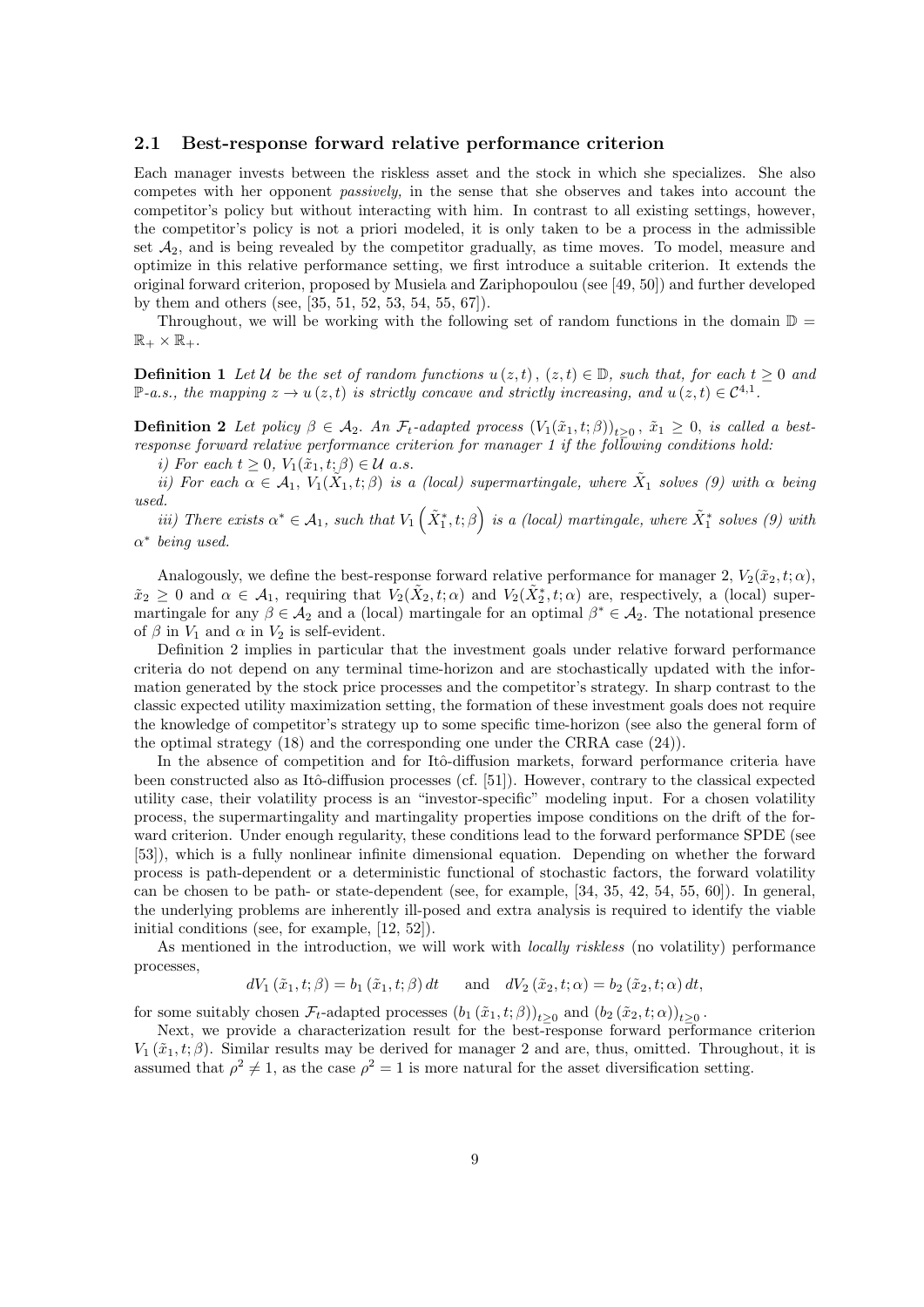### 2.1 Best-response forward relative performance criterion

Each manager invests between the riskless asset and the stock in which she specializes. She also competes with her opponent *passively,* in the sense that she observes and takes into account the competitor's policy but without interacting with him. In contrast to all existing settings, however, the competitor's policy is not a priori modeled, it is only taken to be a process in the admissible set $\mathcal{A}_2$, and is being revealed by the competitor gradually, as time moves. To model, measure and optimize in this relative performance setting, we first introduce a suitable criterion. It extends the original forward criterion, proposed by Musiela and Zariphopoulou (see [49, 50]) and further developed by them and others (see, [35, 51, 52, 53, 54, 55, 67]).

Throughout, we will be working with the following set of random functions in the domain $\mathbb{D} = \mathbb{R}_+ \times \mathbb{R}_+$.

**Definition 1** *Let $\mathcal{U}$ be the set of random functions $u(z,t)$, $(z,t) \in \mathbb{D}$, such that, for each $t \geq 0$ and $\mathbb{P}$-a.s., the mapping $z \to u(z,t)$ is strictly concave and strictly increasing, and $u(z,t) \in \mathcal{C}^{4,1}$.*

**Definition 2** *Let policy $\beta \in \mathcal{A}_2$. An $\mathcal{F}_t$-adapted process $(V_1(\tilde{x}_1, t; \beta))_{t \geq 0}$, $\tilde{x}_1 \geq 0$, is called a best-response forward relative performance criterion for manager 1 if the following conditions hold:*

*i) For each $t \geq 0$, $V_1(\tilde{x}_1, t; \beta) \in \mathcal{U}$ a.s.*

*ii) For each $\alpha \in \mathcal{A}_1$, $V_1(\tilde{X}_1, t; \beta)$ is a (local) supermartingale, where $\tilde{X}_1$ solves (9) with $\alpha$ being used.*

*iii) There exists $\alpha^* \in \mathcal{A}_1$, such that $V_1\left(\tilde{X}_1^*, t; \beta\right)$ is a (local) martingale, where $\tilde{X}_1^*$ solves (9) with $\alpha^*$ being used.*

Analogously, we define the best-response forward relative performance for manager 2, $V_2(\tilde{x}_2, t; \alpha)$, $\tilde{x}_2 \geq 0$ and $\alpha \in \mathcal{A}_1$, requiring that $V_2(\tilde{X}_2, t; \alpha)$ and $V_2(\tilde{X}_2^*, t; \alpha)$ are, respectively, a (local) supermartingale for any $\beta \in \mathcal{A}_2$ and a (local) martingale for an optimal $\beta^* \in \mathcal{A}_2$. The notational presence of $\beta$ in $V_1$ and $\alpha$ in $V_2$ is self-evident.

Definition 2 implies in particular that the investment goals under relative forward performance criteria do not depend on any terminal time-horizon and are stochastically updated with the information generated by the stock price processes and the competitor's strategy. In sharp contrast to the classic expected utility maximization setting, the formation of these investment goals does not require the knowledge of competitor's strategy up to some specific time-horizon (see also the general form of the optimal strategy (18) and the corresponding one under the CRRA case (24)).

In the absence of competition and for Itô-diffusion markets, forward performance criteria have been constructed also as Itô-diffusion processes (cf. [51]). However, contrary to the classical expected utility case, their volatility process is an "investor-specific" modeling input. For a chosen volatility process, the supermartingality and martingality properties impose conditions on the drift of the forward criterion. Under enough regularity, these conditions lead to the forward performance SPDE (see [53]), which is a fully nonlinear infinite dimensional equation. Depending on whether the forward process is path-dependent or a deterministic functional of stochastic factors, the forward volatility can be chosen to be path- or state-dependent (see, for example, [34, 35, 42, 54, 55, 60]). In general, the underlying problems are inherently ill-posed and extra analysis is required to identify the viable initial conditions (see, for example, [12, 52]).

As mentioned in the introduction, we will work with *locally riskless* (no volatility) performance processes,

$$dV_1(\tilde{x}_1, t; \beta) = b_1(\tilde{x}_1, t; \beta)\, dt \qquad \text{and} \quad dV_2(\tilde{x}_2, t; \alpha) = b_2(\tilde{x}_2, t; \alpha)\, dt,$$

for some suitably chosen $\mathcal{F}_t$-adapted processes $(b_1(\tilde{x}_1, t; \beta))_{t \geq 0}$ and $(b_2(\tilde{x}_2, t; \alpha))_{t \geq 0}$.

Next, we provide a characterization result for the best-response forward performance criterion $V_1(\tilde{x}_1, t; \beta)$. Similar results may be derived for manager 2 and are, thus, omitted. Throughout, it is assumed that $\rho^2 \neq 1$, as the case $\rho^2 = 1$ is more natural for the asset diversification setting.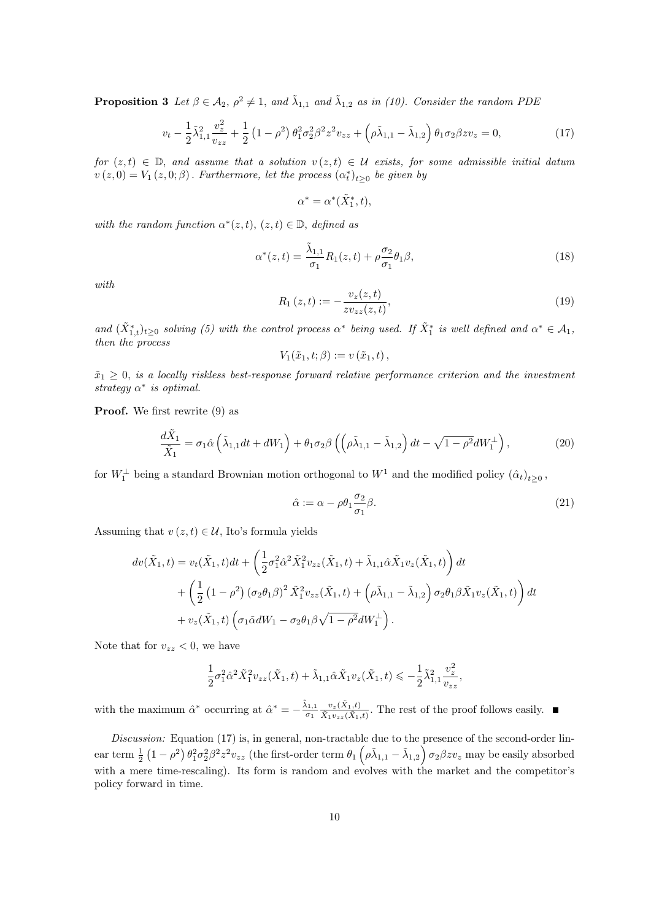**Proposition 3** *Let $\beta \in \mathcal{A}_2$, $\rho^2 \neq 1$, and $\tilde{\lambda}_{1,1}$ and $\tilde{\lambda}_{1,2}$ as in (10). Consider the random PDE*

$$v_t - \frac{1}{2}\tilde{\lambda}_{1,1}^2 \frac{v_z^2}{v_{zz}} + \frac{1}{2}\left(1-\rho^2\right)\theta_1^2\sigma_2^2\beta^2 z^2 v_{zz} + \left(\rho\tilde{\lambda}_{1,1} - \tilde{\lambda}_{1,2}\right)\theta_1\sigma_2\beta z v_z = 0, \tag{17}$$

*for $(z,t) \in \mathbb{D}$, and assume that a solution $v(z,t) \in \mathcal{U}$ exists, for some admissible initial datum $v(z,0) = V_1(z,0;\beta)$. Furthermore, let the process $(\alpha_t^*)_{t\geq 0}$ be given by*

$$\alpha^* = \alpha^*(\tilde{X}_1^*, t),$$

*with the random function $\alpha^*(z,t)$, $(z,t) \in \mathbb{D}$, defined as*

$$\alpha^*(z,t) = \frac{\tilde{\lambda}_{1,1}}{\sigma_1} R_1(z,t) + \rho\frac{\sigma_2}{\sigma_1}\theta_1\beta, \tag{18}$$

*with*

$$R_1(z,t) := -\frac{v_z(z,t)}{z v_{zz}(z,t)}, \tag{19}$$

*and $(\tilde{X}_{1,t}^*)_{t\geq 0}$ solving (5) with the control process $\alpha^*$ being used. If $\tilde{X}_1^*$ is well defined and $\alpha^* \in \mathcal{A}_1$, then the process*

$$V_1(\tilde{x}_1, t; \beta) := v(\tilde{x}_1, t),$$

*$\tilde{x}_1 \geq 0$, is a locally riskless best-response forward relative performance criterion and the investment strategy $\alpha^*$ is optimal.*

**Proof.** We first rewrite (9) as

$$\frac{d\tilde{X}_1}{\tilde{X}_1} = \sigma_1\hat{\alpha}\left(\tilde{\lambda}_{1,1}dt + dW_1\right) + \theta_1\sigma_2\beta\left(\left(\rho\tilde{\lambda}_{1,1} - \tilde{\lambda}_{1,2}\right)dt - \sqrt{1-\rho^2}dW_1^{\perp}\right), \tag{20}$$

for $W_1^{\perp}$ being a standard Brownian motion orthogonal to $W^1$ and the modified policy $(\hat{\alpha}_t)_{t\geq 0}$,

$$\hat{\alpha} := \alpha - \rho\theta_1\frac{\sigma_2}{\sigma_1}\beta. \tag{21}$$

Assuming that $v(z,t) \in \mathcal{U}$, Ito's formula yields

$$\begin{aligned}
dv(\tilde{X}_1, t) &= v_t(\tilde{X}_1, t)dt + \left(\frac{1}{2}\sigma_1^2\hat{\alpha}^2\tilde{X}_1^2 v_{zz}(\tilde{X}_1, t) + \tilde{\lambda}_{1,1}\hat{\alpha}\tilde{X}_1 v_z(\tilde{X}_1, t)\right)dt \\
&+ \left(\frac{1}{2}\left(1-\rho^2\right)\left(\sigma_2\theta_1\beta\right)^2\tilde{X}_1^2 v_{zz}(\tilde{X}_1, t) + \left(\rho\tilde{\lambda}_{1,1} - \tilde{\lambda}_{1,2}\right)\sigma_2\theta_1\beta\tilde{X}_1 v_z(\tilde{X}_1, t)\right)dt \\
&+ v_z(\tilde{X}_1, t)\left(\sigma_1\tilde{\alpha}dW_1 - \sigma_2\theta_1\beta\sqrt{1-\rho^2}dW_1^{\perp}\right).
\end{aligned}$$

Note that for $v_{zz} < 0$, we have

$$\frac{1}{2}\sigma_1^2\hat{\alpha}^2\tilde{X}_1^2 v_{zz}(\tilde{X}_1, t) + \tilde{\lambda}_{1,1}\hat{\alpha}\tilde{X}_1 v_z(\tilde{X}_1, t) \leqslant -\frac{1}{2}\tilde{\lambda}_{1,1}^2\frac{v_z^2}{v_{zz}},$$

with the maximum $\hat{\alpha}^*$ occurring at $\hat{\alpha}^* = -\frac{\tilde{\lambda}_{1,1}}{\sigma_1}\frac{v_z(\tilde{X}_1,t)}{\tilde{X}_1 v_{zz}(\tilde{X}_1,t)}$. The rest of the proof follows easily. ■

*Discussion:* Equation (17) is, in general, non-tractable due to the presence of the second-order linear term $\frac{1}{2}\left(1-\rho^2\right)\theta_1^2\sigma_2^2\beta^2 z^2 v_{zz}$ (the first-order term $\theta_1\left(\rho\tilde{\lambda}_{1,1} - \tilde{\lambda}_{1,2}\right)\sigma_2\beta z v_z$ may be easily absorbed with a mere time-rescaling). Its form is random and evolves with the market and the competitor's policy forward in time.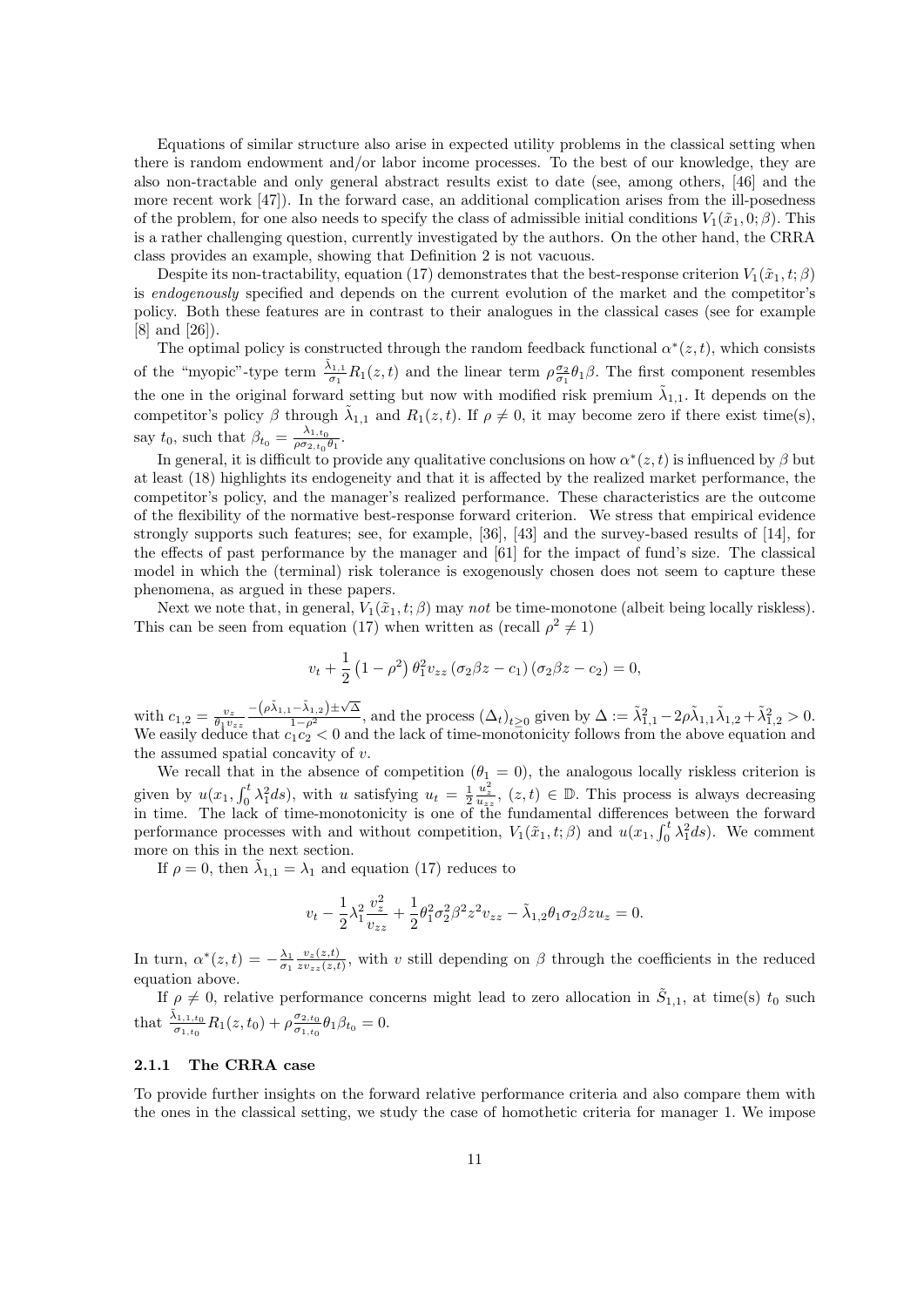Equations of similar structure also arise in expected utility problems in the classical setting when there is random endowment and/or labor income processes. To the best of our knowledge, they are also non-tractable and only general abstract results exist to date (see, among others, [46] and the more recent work [47]). In the forward case, an additional complication arises from the ill-posedness of the problem, for one also needs to specify the class of admissible initial conditions $V_1(\tilde{x}_1, 0; \beta)$. This is a rather challenging question, currently investigated by the authors. On the other hand, the CRRA class provides an example, showing that Definition 2 is not vacuous.

Despite its non-tractability, equation (17) demonstrates that the best-response criterion $V_1(\tilde{x}_1, t; \beta)$ is *endogenously* specified and depends on the current evolution of the market and the competitor's policy. Both these features are in contrast to their analogues in the classical cases (see for example [8] and [26]).

The optimal policy is constructed through the random feedback functional $\alpha^*(z, t)$, which consists of the "myopic"-type term $\frac{\tilde{\lambda}_{1,1}}{\sigma_1} R_1(z, t)$ and the linear term $\rho \frac{\sigma_2}{\sigma_1} \theta_1 \beta$. The first component resembles the one in the original forward setting but now with modified risk premium $\tilde{\lambda}_{1,1}$. It depends on the competitor's policy $\beta$ through $\tilde{\lambda}_{1,1}$ and $R_1(z, t)$. If $\rho \neq 0$, it may become zero if there exist time(s), say $t_0$, such that $\beta_{t_0} = \frac{\lambda_{1,t_0}}{\rho \sigma_{2,t_0} \theta_1}$.

In general, it is difficult to provide any qualitative conclusions on how $\alpha^*(z, t)$ is influenced by $\beta$ but at least (18) highlights its endogeneity and that it is affected by the realized market performance, the competitor's policy, and the manager's realized performance. These characteristics are the outcome of the flexibility of the normative best-response forward criterion. We stress that empirical evidence strongly supports such features; see, for example, [36], [43] and the survey-based results of [14], for the effects of past performance by the manager and [61] for the impact of fund's size. The classical model in which the (terminal) risk tolerance is exogenously chosen does not seem to capture these phenomena, as argued in these papers.

Next we note that, in general, $V_1(\tilde{x}_1, t; \beta)$ may *not* be time-monotone (albeit being locally riskless). This can be seen from equation (17) when written as (recall $\rho^2 \neq 1$)

$$v_t + \frac{1}{2}\left(1 - \rho^2\right) \theta_1^2 v_{zz} \left(\sigma_2 \beta z - c_1\right)\left(\sigma_2 \beta z - c_2\right) = 0,$$

with $c_{1,2} = \frac{v_z}{\theta_1 v_{zz}} \frac{-\left(\rho \tilde{\lambda}_{1,1} - \tilde{\lambda}_{1,2}\right) \pm \sqrt{\Delta}}{1 - \rho^2}$, and the process $(\Delta_t)_{t \geq 0}$ given by $\Delta := \tilde{\lambda}_{1,1}^2 - 2\rho \tilde{\lambda}_{1,1} \tilde{\lambda}_{1,2} + \tilde{\lambda}_{1,2}^2 > 0$. We easily deduce that $c_1 c_2 < 0$ and the lack of time-monotonicity follows from the above equation and the assumed spatial concavity of $v$.

We recall that in the absence of competition ($\theta_1 = 0$), the analogous locally riskless criterion is given by $u(x_1, \int_0^t \lambda_1^2 ds)$, with $u$ satisfying $u_t = \frac{1}{2} \frac{u_z^2}{u_{zz}}$, $(z, t) \in \mathbb{D}$. This process is always decreasing in time. The lack of time-monotonicity is one of the fundamental differences between the forward performance processes with and without competition, $V_1(\tilde{x}_1, t; \beta)$ and $u(x_1, \int_0^t \lambda_1^2 ds)$. We comment more on this in the next section.

If $\rho = 0$, then $\tilde{\lambda}_{1,1} = \lambda_1$ and equation (17) reduces to

$$v_t - \frac{1}{2}\lambda_1^2 \frac{v_z^2}{v_{zz}} + \frac{1}{2}\theta_1^2 \sigma_2^2 \beta^2 z^2 v_{zz} - \tilde{\lambda}_{1,2} \theta_1 \sigma_2 \beta z u_z = 0.$$

In turn, $\alpha^*(z, t) = -\frac{\lambda_1}{\sigma_1} \frac{v_z(z,t)}{z v_{zz}(z,t)}$, with $v$ still depending on $\beta$ through the coefficients in the reduced equation above.

If $\rho \neq 0$, relative performance concerns might lead to zero allocation in $\tilde{S}_{1,1}$, at time(s) $t_0$ such that $\frac{\tilde{\lambda}_{1,1,t_0}}{\sigma_{1,t_0}} R_1(z, t_0) + \rho \frac{\sigma_{2,t_0}}{\sigma_{1,t_0}} \theta_1 \beta_{t_0} = 0$.

### 2.1.1 The CRRA case

To provide further insights on the forward relative performance criteria and also compare them with the ones in the classical setting, we study the case of homothetic criteria for manager 1. We impose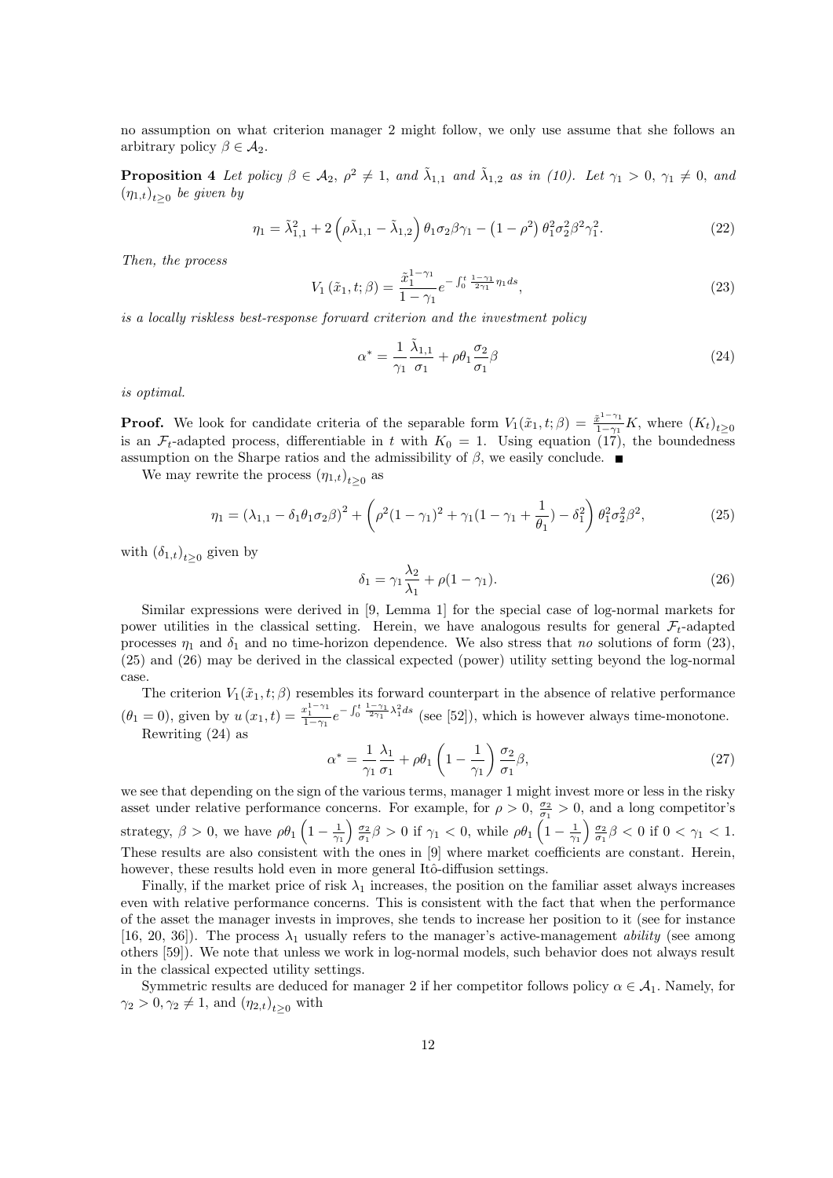no assumption on what criterion manager 2 might follow, we only use assume that she follows an arbitrary policy $\beta \in \mathcal{A}_2$.

**Proposition 4** *Let policy $\beta \in \mathcal{A}_2$, $\rho^2 \neq 1$, and $\tilde{\lambda}_{1,1}$ and $\tilde{\lambda}_{1,2}$ as in (10). Let $\gamma_1 > 0$, $\gamma_1 \neq 0$, and $(\eta_{1,t})_{t\geq 0}$ be given by*

$$\eta_1 = \tilde{\lambda}_{1,1}^2 + 2\left(\rho\tilde{\lambda}_{1,1} - \tilde{\lambda}_{1,2}\right)\theta_1\sigma_2\beta\gamma_1 - \left(1-\rho^2\right)\theta_1^2\sigma_2^2\beta^2\gamma_1^2. \tag{22}$$

*Then, the process*

$$V_1\left(\tilde{x}_1, t; \beta\right) = \frac{\tilde{x}_1^{1-\gamma_1}}{1-\gamma_1} e^{-\int_0^t \frac{1-\gamma_1}{2\gamma_1}\eta_1 ds}, \tag{23}$$

*is a locally riskless best-response forward criterion and the investment policy*

$$\alpha^* = \frac{1}{\gamma_1}\frac{\tilde{\lambda}_{1,1}}{\sigma_1} + \rho\theta_1\frac{\sigma_2}{\sigma_1}\beta \tag{24}$$

*is optimal.*

**Proof.** We look for candidate criteria of the separable form $V_1(\tilde{x}_1, t; \beta) = \frac{\tilde{x}^{1-\gamma_1}}{1-\gamma_1}K$, where $(K_t)_{t\geq 0}$ is an $\mathcal{F}_t$-adapted process, differentiable in $t$ with $K_0 = 1$. Using equation (17), the boundedness assumption on the Sharpe ratios and the admissibility of $\beta$, we easily conclude. ■

We may rewrite the process $(\eta_{1,t})_{t\geq 0}$ as

$$\eta_1 = \left(\lambda_{1,1} - \delta_1\theta_1\sigma_2\beta\right)^2 + \left(\rho^2(1-\gamma_1)^2 + \gamma_1(1-\gamma_1+\frac{1}{\theta_1}) - \delta_1^2\right)\theta_1^2\sigma_2^2\beta^2, \tag{25}$$

with $(\delta_{1,t})_{t\geq 0}$ given by

$$\delta_1 = \gamma_1\frac{\lambda_2}{\lambda_1} + \rho(1-\gamma_1). \tag{26}$$

Similar expressions were derived in [9, Lemma 1] for the special case of log-normal markets for power utilities in the classical setting. Herein, we have analogous results for general $\mathcal{F}_t$-adapted processes $\eta_1$ and $\delta_1$ and no time-horizon dependence. We also stress that *no* solutions of form (23), (25) and (26) may be derived in the classical expected (power) utility setting beyond the log-normal case.

The criterion $V_1(\tilde{x}_1, t; \beta)$ resembles its forward counterpart in the absence of relative performance $(\theta_1 = 0)$, given by $u\left(x_1, t\right) = \frac{x_1^{1-\gamma_1}}{1-\gamma_1}e^{-\int_0^t \frac{1-\gamma_1}{2\gamma_1}\lambda_1^2 ds}$ (see [52]), which is however always time-monotone.

Rewriting (24) as

$$\alpha^* = \frac{1}{\gamma_1}\frac{\lambda_1}{\sigma_1} + \rho\theta_1\left(1 - \frac{1}{\gamma_1}\right)\frac{\sigma_2}{\sigma_1}\beta, \tag{27}$$

we see that depending on the sign of the various terms, manager 1 might invest more or less in the risky asset under relative performance concerns. For example, for $\rho > 0$, $\frac{\sigma_2}{\sigma_1} > 0$, and a long competitor's strategy, $\beta > 0$, we have $\rho\theta_1\left(1-\frac{1}{\gamma_1}\right)\frac{\sigma_2}{\sigma_1}\beta > 0$ if $\gamma_1 < 0$, while $\rho\theta_1\left(1-\frac{1}{\gamma_1}\right)\frac{\sigma_2}{\sigma_1}\beta < 0$ if $0 < \gamma_1 < 1$. These results are also consistent with the ones in [9] where market coefficients are constant. Herein, however, these results hold even in more general Itô-diffusion settings.

Finally, if the market price of risk $\lambda_1$ increases, the position on the familiar asset always increases even with relative performance concerns. This is consistent with the fact that when the performance of the asset the manager invests in improves, she tends to increase her position to it (see for instance [16, 20, 36]). The process $\lambda_1$ usually refers to the manager's active-management *ability* (see among others [59]). We note that unless we work in log-normal models, such behavior does not always result in the classical expected utility settings.

Symmetric results are deduced for manager 2 if her competitor follows policy $\alpha \in \mathcal{A}_1$. Namely, for $\gamma_2 > 0, \gamma_2 \neq 1$, and $(\eta_{2,t})_{t\geq 0}$ with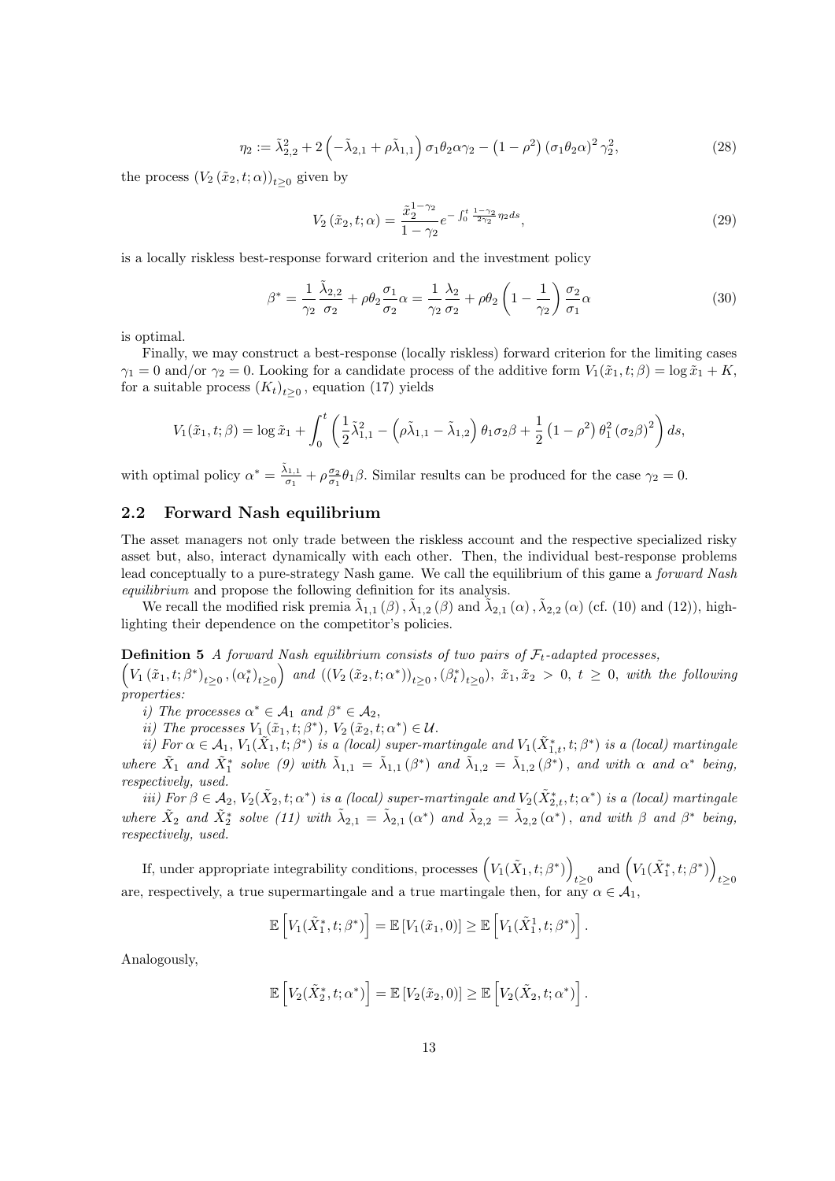$$\eta_2 := \tilde{\lambda}_{2,2}^2 + 2\left(-\tilde{\lambda}_{2,1} + \rho\tilde{\lambda}_{1,1}\right)\sigma_1\theta_2\alpha\gamma_2 - \left(1-\rho^2\right)\left(\sigma_1\theta_2\alpha\right)^2\gamma_2^2, \tag{28}$$

the process $(V_2(\tilde{x}_2, t; \alpha))_{t\geq 0}$ given by

$$V_2(\tilde{x}_2, t; \alpha) = \frac{\tilde{x}_2^{1-\gamma_2}}{1-\gamma_2} e^{-\int_0^t \frac{1-\gamma_2}{2\gamma_2}\eta_2 ds}, \tag{29}$$

is a locally riskless best-response forward criterion and the investment policy

$$\beta^* = \frac{1}{\gamma_2}\frac{\tilde{\lambda}_{2,2}}{\sigma_2} + \rho\theta_2\frac{\sigma_1}{\sigma_2}\alpha = \frac{1}{\gamma_2}\frac{\lambda_2}{\sigma_2} + \rho\theta_2\left(1-\frac{1}{\gamma_2}\right)\frac{\sigma_2}{\sigma_1}\alpha \tag{30}$$

is optimal.

Finally, we may construct a best-response (locally riskless) forward criterion for the limiting cases $\gamma_1 = 0$ and/or $\gamma_2 = 0$. Looking for a candidate process of the additive form $V_1(\tilde{x}_1, t; \beta) = \log\tilde{x}_1 + K$, for a suitable process $(K_t)_{t\geq 0}$, equation (17) yields

$$V_1(\tilde{x}_1, t; \beta) = \log\tilde{x}_1 + \int_0^t \left(\frac{1}{2}\tilde{\lambda}_{1,1}^2 - \left(\rho\tilde{\lambda}_{1,1} - \tilde{\lambda}_{1,2}\right)\theta_1\sigma_2\beta + \frac{1}{2}\left(1-\rho^2\right)\theta_1^2\left(\sigma_2\beta\right)^2\right)ds,$$

with optimal policy $\alpha^* = \frac{\tilde{\lambda}_{1,1}}{\sigma_1} + \rho\frac{\sigma_2}{\sigma_1}\theta_1\beta$. Similar results can be produced for the case $\gamma_2 = 0$.

## 2.2 Forward Nash equilibrium

The asset managers not only trade between the riskless account and the respective specialized risky asset but, also, interact dynamically with each other. Then, the individual best-response problems lead conceptually to a pure-strategy Nash game. We call the equilibrium of this game a *forward Nash equilibrium* and propose the following definition for its analysis.

We recall the modified risk premia $\tilde{\lambda}_{1,1}(\beta), \tilde{\lambda}_{1,2}(\beta)$ and $\tilde{\lambda}_{2,1}(\alpha), \tilde{\lambda}_{2,2}(\alpha)$ (cf. (10) and (12)), highlighting their dependence on the competitor's policies.

**Definition 5** *A forward Nash equilibrium consists of two pairs of $\mathcal{F}_t$-adapted processes, $\left(V_1(\tilde{x}_1, t; \beta^*)_{t\geq 0}, (\alpha_t^*)_{t\geq 0}\right)$ and $((V_2(\tilde{x}_2, t; \alpha^*))_{t\geq 0}, (\beta_t^*)_{t\geq 0})$, $\tilde{x}_1, \tilde{x}_2 > 0$, $t \geq 0$, with the following properties:*

*i) The processes $\alpha^* \in \mathcal{A}_1$ and $\beta^* \in \mathcal{A}_2$,*

*ii) The processes $V_1(\tilde{x}_1, t; \beta^*)$, $V_2(\tilde{x}_2, t; \alpha^*) \in \mathcal{U}$.*

*ii) For $\alpha \in \mathcal{A}_1$, $V_1(\tilde{X}_1, t; \beta^*)$ is a (local) super-martingale and $V_1(\tilde{X}_{1,t}^*, t; \beta^*)$ is a (local) martingale where $\tilde{X}_1$ and $\tilde{X}_1^*$ solve (9) with $\tilde{\lambda}_{1,1} = \tilde{\lambda}_{1,1}(\beta^*)$ and $\tilde{\lambda}_{1,2} = \tilde{\lambda}_{1,2}(\beta^*)$, and with $\alpha$ and $\alpha^*$ being, respectively, used.*

*iii) For $\beta \in \mathcal{A}_2$, $V_2(\tilde{X}_2, t; \alpha^*)$ is a (local) super-martingale and $V_2(\tilde{X}_{2,t}^*, t; \alpha^*)$ is a (local) martingale where $\tilde{X}_2$ and $\tilde{X}_2^*$ solve (11) with $\tilde{\lambda}_{2,1} = \tilde{\lambda}_{2,1}(\alpha^*)$ and $\tilde{\lambda}_{2,2} = \tilde{\lambda}_{2,2}(\alpha^*)$, and with $\beta$ and $\beta^*$ being, respectively, used.*

If, under appropriate integrability conditions, processes $\left(V_1(\tilde{X}_1, t; \beta^*)\right)_{t\geq 0}$ and $\left(V_1(\tilde{X}_1^*, t; \beta^*)\right)_{t\geq 0}$ are, respectively, a true supermartingale and a true martingale then, for any $\alpha \in \mathcal{A}_1$,

$$\mathbb{E}\left[V_1(\tilde{X}_1^*, t; \beta^*)\right] = \mathbb{E}\left[V_1(\tilde{x}_1, 0)\right] \geq \mathbb{E}\left[V_1(\tilde{X}_1^1, t; \beta^*)\right].$$

Analogously,

$$\mathbb{E}\left[V_2(\tilde{X}_2^*, t; \alpha^*)\right] = \mathbb{E}\left[V_2(\tilde{x}_2, 0)\right] \geq \mathbb{E}\left[V_2(\tilde{X}_2, t; \alpha^*)\right].$$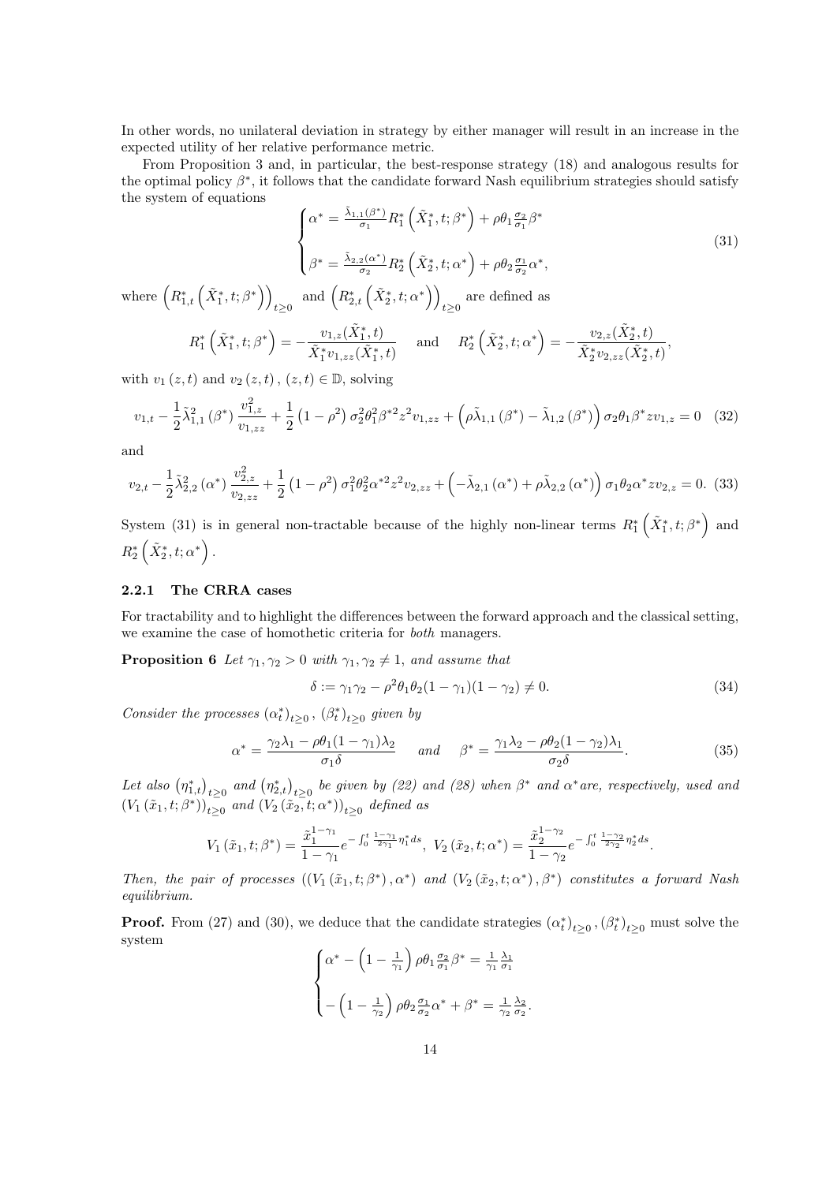In other words, no unilateral deviation in strategy by either manager will result in an increase in the expected utility of her relative performance metric.

From Proposition 3 and, in particular, the best-response strategy (18) and analogous results for the optimal policy $\beta^*$, it follows that the candidate forward Nash equilibrium strategies should satisfy the system of equations

$$
\begin{cases}
\alpha^* = \frac{\tilde{\lambda}_{1,1}(\beta^*)}{\sigma_1} R_1^*\left(\tilde{X}_1^*, t; \beta^*\right) + \rho\theta_1 \frac{\sigma_2}{\sigma_1}\beta^* \\
\\
\beta^* = \frac{\tilde{\lambda}_{2,2}(\alpha^*)}{\sigma_2} R_2^*\left(\tilde{X}_2^*, t; \alpha^*\right) + \rho\theta_2 \frac{\sigma_1}{\sigma_2}\alpha^*,
\end{cases}
\tag{31}
$$

where $\left(R_{1,t}^*\left(\tilde{X}_1^*, t; \beta^*\right)\right)_{t\geq 0}$ and $\left(R_{2,t}^*\left(\tilde{X}_2^*, t; \alpha^*\right)\right)_{t\geq 0}$ are defined as

$$
R_1^*\left(\tilde{X}_1^*, t; \beta^*\right) = -\frac{v_{1,z}(\tilde{X}_1^*, t)}{\tilde{X}_1^* v_{1,zz}(\tilde{X}_1^*, t)} \quad \text{and} \quad R_2^*\left(\tilde{X}_2^*, t; \alpha^*\right) = -\frac{v_{2,z}(\tilde{X}_2^*, t)}{\tilde{X}_2^* v_{2,zz}(\tilde{X}_2^*, t)},
$$

with $v_1(z,t)$ and $v_2(z,t)$, $(z,t) \in \mathbb{D}$, solving

$$
v_{1,t} - \frac{1}{2}\tilde{\lambda}_{1,1}^2(\beta^*)\frac{v_{1,z}^2}{v_{1,zz}} + \frac{1}{2}\left(1-\rho^2\right)\sigma_2^2\theta_1^2\beta^{*2}z^2 v_{1,zz} + \left(\rho\tilde{\lambda}_{1,1}(\beta^*) - \tilde{\lambda}_{1,2}(\beta^*)\right)\sigma_2\theta_1\beta^* z v_{1,z} = 0 \tag{32}
$$

and

$$
v_{2,t} - \frac{1}{2}\tilde{\lambda}_{2,2}^2(\alpha^*)\frac{v_{2,z}^2}{v_{2,zz}} + \frac{1}{2}\left(1-\rho^2\right)\sigma_1^2\theta_2^2\alpha^{*2}z^2 v_{2,zz} + \left(-\tilde{\lambda}_{2,1}(\alpha^*) + \rho\tilde{\lambda}_{2,2}(\alpha^*)\right)\sigma_1\theta_2\alpha^* z v_{2,z} = 0. \tag{33}
$$

System (31) is in general non-tractable because of the highly non-linear terms $R_1^*\left(\tilde{X}_1^*, t; \beta^*\right)$ and $R_2^*\left(\tilde{X}_2^*, t; \alpha^*\right)$.

### 2.2.1 The CRRA cases

For tractability and to highlight the differences between the forward approach and the classical setting, we examine the case of homothetic criteria for *both* managers.

**Proposition 6** *Let $\gamma_1, \gamma_2 > 0$ with $\gamma_1, \gamma_2 \neq 1$, and assume that*

$$
\delta := \gamma_1\gamma_2 - \rho^2\theta_1\theta_2(1-\gamma_1)(1-\gamma_2) \neq 0. \tag{34}
$$

*Consider the processes $(\alpha_t^*)_{t\geq 0}$, $(\beta_t^*)_{t\geq 0}$ given by*

$$
\alpha^* = \frac{\gamma_2\lambda_1 - \rho\theta_1(1-\gamma_1)\lambda_2}{\sigma_1\delta} \quad \text{and} \quad \beta^* = \frac{\gamma_1\lambda_2 - \rho\theta_2(1-\gamma_2)\lambda_1}{\sigma_2\delta}. \tag{35}
$$

*Let also $\left(\eta_{1,t}^*\right)_{t\geq 0}$ and $\left(\eta_{2,t}^*\right)_{t\geq 0}$ be given by (22) and (28) when $\beta^*$ and $\alpha^*$ are, respectively, used and $\left(V_1(\tilde{x}_1, t; \beta^*)\right)_{t\geq 0}$ and $\left(V_2(\tilde{x}_2, t; \alpha^*)\right)_{t\geq 0}$ defined as*

$$
V_1(\tilde{x}_1, t; \beta^*) = \frac{\tilde{x}_1^{1-\gamma_1}}{1-\gamma_1}e^{-\int_0^t \frac{1-\gamma_1}{2\gamma_1}\eta_1^* ds}, \; V_2(\tilde{x}_2, t; \alpha^*) = \frac{\tilde{x}_2^{1-\gamma_2}}{1-\gamma_2}e^{-\int_0^t \frac{1-\gamma_2}{2\gamma_2}\eta_2^* ds}.
$$

*Then, the pair of processes $\left(\left(V_1(\tilde{x}_1, t; \beta^*), \alpha^*\right)\right.$ and $\left(V_2(\tilde{x}_2, t; \alpha^*), \beta^*\right)$ constitutes a forward Nash equilibrium.*

**Proof.** From (27) and (30), we deduce that the candidate strategies $(\alpha_t^*)_{t\geq 0}, (\beta_t^*)_{t\geq 0}$ must solve the system

$$
\begin{cases}
\alpha^* - \left(1 - \frac{1}{\gamma_1}\right)\rho\theta_1\frac{\sigma_2}{\sigma_1}\beta^* = \frac{1}{\gamma_1}\frac{\lambda_1}{\sigma_1} \\
\\
-\left(1 - \frac{1}{\gamma_2}\right)\rho\theta_2\frac{\sigma_1}{\sigma_2}\alpha^* + \beta^* = \frac{1}{\gamma_2}\frac{\lambda_2}{\sigma_2}.
\end{cases}
$$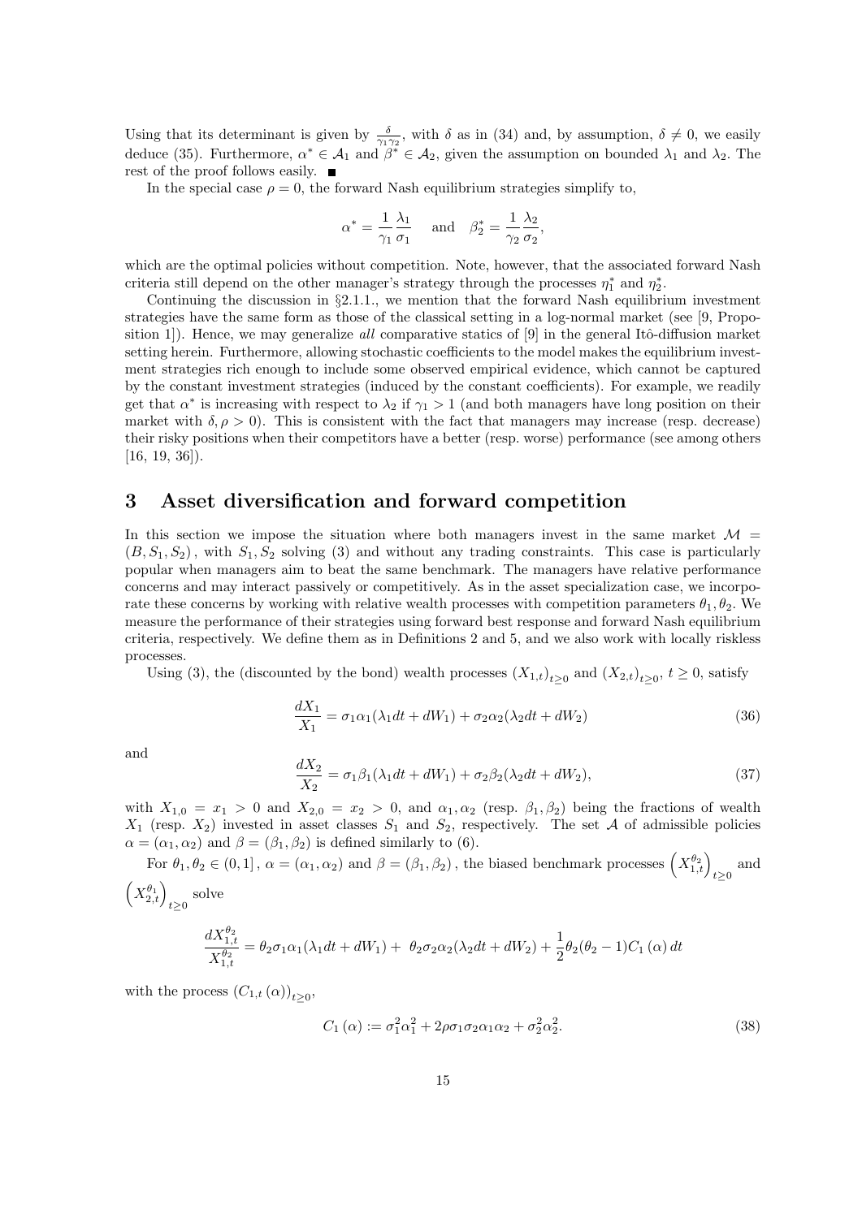Using that its determinant is given by $\frac{\delta}{\gamma_1\gamma_2}$, with $\delta$ as in (34) and, by assumption, $\delta \neq 0$, we easily deduce (35). Furthermore, $\alpha^* \in \mathcal{A}_1$ and $\beta^* \in \mathcal{A}_2$, given the assumption on bounded $\lambda_1$ and $\lambda_2$. The rest of the proof follows easily. ■

In the special case $\rho = 0$, the forward Nash equilibrium strategies simplify to,

$$\alpha^* = \frac{1}{\gamma_1}\frac{\lambda_1}{\sigma_1} \quad \text{and} \quad \beta_2^* = \frac{1}{\gamma_2}\frac{\lambda_2}{\sigma_2},$$

which are the optimal policies without competition. Note, however, that the associated forward Nash criteria still depend on the other manager's strategy through the processes $\eta_1^*$ and $\eta_2^*$.

Continuing the discussion in §2.1.1., we mention that the forward Nash equilibrium investment strategies have the same form as those of the classical setting in a log-normal market (see [9, Proposition 1]). Hence, we may generalize *all* comparative statics of [9] in the general Itô-diffusion market setting herein. Furthermore, allowing stochastic coefficients to the model makes the equilibrium investment strategies rich enough to include some observed empirical evidence, which cannot be captured by the constant investment strategies (induced by the constant coefficients). For example, we readily get that $\alpha^*$ is increasing with respect to $\lambda_2$ if $\gamma_1 > 1$ (and both managers have long position on their market with $\delta, \rho > 0$). This is consistent with the fact that managers may increase (resp. decrease) their risky positions when their competitors have a better (resp. worse) performance (see among others [16, 19, 36]).

# 3 Asset diversification and forward competition

In this section we impose the situation where both managers invest in the same market $\mathcal{M} = (B, S_1, S_2)$, with $S_1, S_2$ solving (3) and without any trading constraints. This case is particularly popular when managers aim to beat the same benchmark. The managers have relative performance concerns and may interact passively or competitively. As in the asset specialization case, we incorporate these concerns by working with relative wealth processes with competition parameters $\theta_1, \theta_2$. We measure the performance of their strategies using forward best response and forward Nash equilibrium criteria, respectively. We define them as in Definitions 2 and 5, and we also work with locally riskless processes.

Using (3), the (discounted by the bond) wealth processes $(X_{1,t})_{t\geq 0}$ and $(X_{2,t})_{t\geq 0}$, $t \geq 0$, satisfy

$$\frac{dX_1}{X_1} = \sigma_1\alpha_1(\lambda_1 dt + dW_1) + \sigma_2\alpha_2(\lambda_2 dt + dW_2) \tag{36}$$

and

$$\frac{dX_2}{X_2} = \sigma_1\beta_1(\lambda_1 dt + dW_1) + \sigma_2\beta_2(\lambda_2 dt + dW_2), \tag{37}$$

with $X_{1,0} = x_1 > 0$ and $X_{2,0} = x_2 > 0$, and $\alpha_1, \alpha_2$ (resp. $\beta_1, \beta_2$) being the fractions of wealth $X_1$ (resp. $X_2$) invested in asset classes $S_1$ and $S_2$, respectively. The set $\mathcal{A}$ of admissible policies $\alpha = (\alpha_1, \alpha_2)$ and $\beta = (\beta_1, \beta_2)$ is defined similarly to (6).

For $\theta_1, \theta_2 \in (0, 1]$, $\alpha = (\alpha_1, \alpha_2)$ and $\beta = (\beta_1, \beta_2)$, the biased benchmark processes $\left(X_{1,t}^{\theta_2}\right)_{t\geq 0}$ and $\left(X_{2,t}^{\theta_1}\right)_{t\geq 0}$ solve

$$\frac{dX_{1,t}^{\theta_2}}{X_{1,t}^{\theta_2}} = \theta_2\sigma_1\alpha_1(\lambda_1 dt + dW_1) + \ \theta_2\sigma_2\alpha_2(\lambda_2 dt + dW_2) + \frac{1}{2}\theta_2(\theta_2 - 1)C_1(\alpha)\, dt$$

with the process $(C_{1,t}(\alpha))_{t\geq 0}$,

$$C_1(\alpha) := \sigma_1^2\alpha_1^2 + 2\rho\sigma_1\sigma_2\alpha_1\alpha_2 + \sigma_2^2\alpha_2^2. \tag{38}$$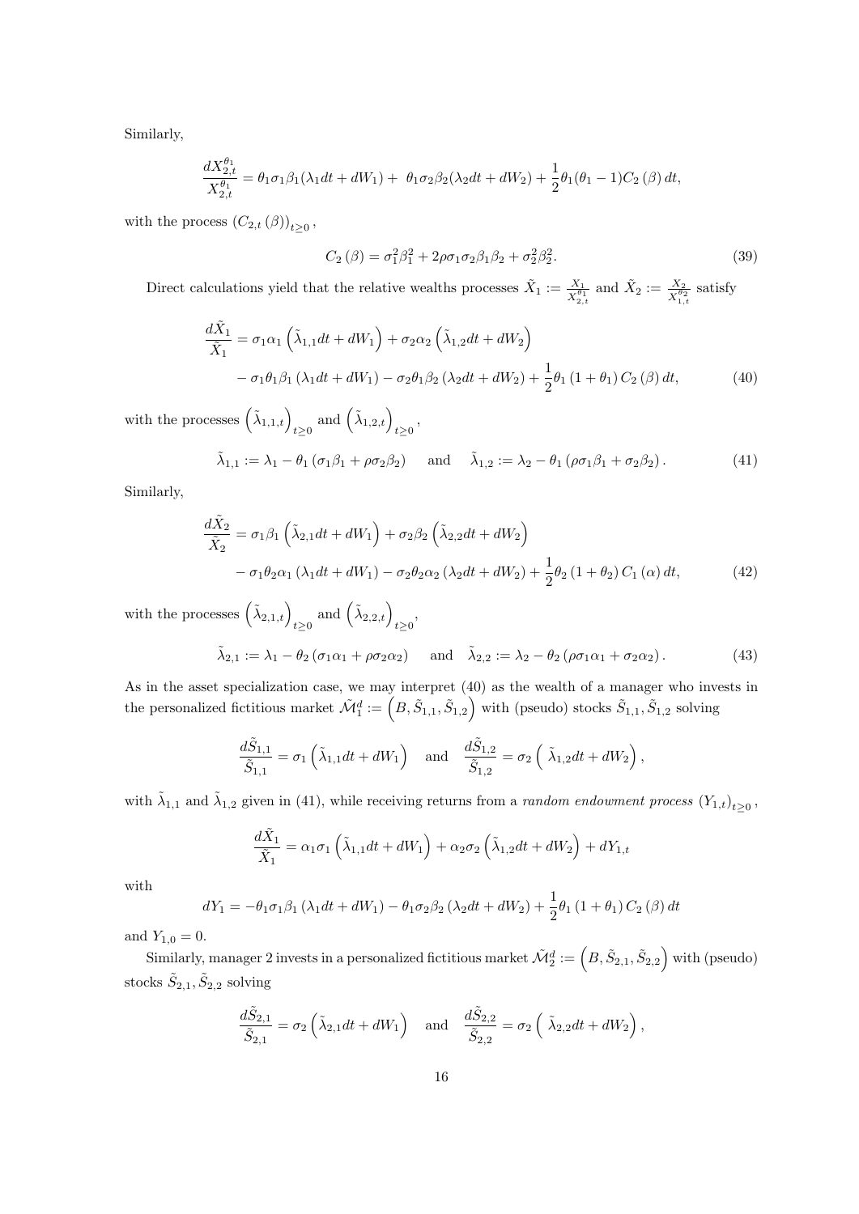Similarly,

$$\frac{dX_{2,t}^{\theta_1}}{X_{2,t}^{\theta_1}} = \theta_1\sigma_1\beta_1(\lambda_1 dt + dW_1) + \theta_1\sigma_2\beta_2(\lambda_2 dt + dW_2) + \frac{1}{2}\theta_1(\theta_1 - 1)C_2(\beta)\,dt,$$

with the process $(C_{2,t}(\beta))_{t\geq 0}$,

$$C_2(\beta) = \sigma_1^2\beta_1^2 + 2\rho\sigma_1\sigma_2\beta_1\beta_2 + \sigma_2^2\beta_2^2. \tag{39}$$

Direct calculations yield that the relative wealths processes $\tilde{X}_1 := \frac{X_1}{X_{2,t}^{\theta_1}}$ and $\tilde{X}_2 := \frac{X_2}{X_{1,t}^{\theta_2}}$ satisfy

$$\begin{aligned}\frac{d\tilde{X}_1}{\tilde{X}_1} &= \sigma_1\alpha_1\left(\tilde{\lambda}_{1,1}dt + dW_1\right) + \sigma_2\alpha_2\left(\tilde{\lambda}_{1,2}dt + dW_2\right) \\ &\quad - \sigma_1\theta_1\beta_1(\lambda_1 dt + dW_1) - \sigma_2\theta_1\beta_2(\lambda_2 dt + dW_2) + \frac{1}{2}\theta_1(1+\theta_1)C_2(\beta)\,dt,\end{aligned} \tag{40}$$

with the processes $\left(\tilde{\lambda}_{1,1,t}\right)_{t\geq 0}$ and $\left(\tilde{\lambda}_{1,2,t}\right)_{t\geq 0}$,

$$\tilde{\lambda}_{1,1} := \lambda_1 - \theta_1(\sigma_1\beta_1 + \rho\sigma_2\beta_2) \quad \text{ and } \quad \tilde{\lambda}_{1,2} := \lambda_2 - \theta_1(\rho\sigma_1\beta_1 + \sigma_2\beta_2). \tag{41}$$

Similarly,

$$\begin{aligned}\frac{d\tilde{X}_2}{\tilde{X}_2} &= \sigma_1\beta_1\left(\tilde{\lambda}_{2,1}dt + dW_1\right) + \sigma_2\beta_2\left(\tilde{\lambda}_{2,2}dt + dW_2\right) \\ &\quad - \sigma_1\theta_2\alpha_1(\lambda_1 dt + dW_1) - \sigma_2\theta_2\alpha_2(\lambda_2 dt + dW_2) + \frac{1}{2}\theta_2(1+\theta_2)C_1(\alpha)\,dt,\end{aligned} \tag{42}$$

with the processes $\left(\tilde{\lambda}_{2,1,t}\right)_{t\geq 0}$ and $\left(\tilde{\lambda}_{2,2,t}\right)_{t\geq 0}$,

$$\tilde{\lambda}_{2,1} := \lambda_1 - \theta_2(\sigma_1\alpha_1 + \rho\sigma_2\alpha_2) \quad \text{ and } \quad \tilde{\lambda}_{2,2} := \lambda_2 - \theta_2(\rho\sigma_1\alpha_1 + \sigma_2\alpha_2). \tag{43}$$

As in the asset specialization case, we may interpret (40) as the wealth of a manager who invests in the personalized fictitious market $\tilde{\mathcal{M}}_1^d := \left(B, \tilde{S}_{1,1}, \tilde{S}_{1,2}\right)$ with (pseudo) stocks $\tilde{S}_{1,1}, \tilde{S}_{1,2}$ solving

$$\frac{d\tilde{S}_{1,1}}{\tilde{S}_{1,1}} = \sigma_1\left(\tilde{\lambda}_{1,1}dt + dW_1\right) \quad \text{ and } \quad \frac{d\tilde{S}_{1,2}}{\tilde{S}_{1,2}} = \sigma_2\left(\tilde{\lambda}_{1,2}dt + dW_2\right),$$

with $\tilde{\lambda}_{1,1}$ and $\tilde{\lambda}_{1,2}$ given in (41), while receiving returns from a *random endowment process* $(Y_{1,t})_{t\geq 0}$,

$$\frac{d\tilde{X}_1}{\tilde{X}_1} = \alpha_1\sigma_1\left(\tilde{\lambda}_{1,1}dt + dW_1\right) + \alpha_2\sigma_2\left(\tilde{\lambda}_{1,2}dt + dW_2\right) + dY_{1,t}$$

with

$$dY_1 = -\theta_1\sigma_1\beta_1(\lambda_1 dt + dW_1) - \theta_1\sigma_2\beta_2(\lambda_2 dt + dW_2) + \frac{1}{2}\theta_1(1+\theta_1)C_2(\beta)\,dt$$

and $Y_{1,0} = 0$.

Similarly, manager 2 invests in a personalized fictitious market $\tilde{\mathcal{M}}_2^d := \left(B, \tilde{S}_{2,1}, \tilde{S}_{2,2}\right)$ with (pseudo) stocks $\tilde{S}_{2,1}, \tilde{S}_{2,2}$ solving

$$\frac{d\tilde{S}_{2,1}}{\tilde{S}_{2,1}} = \sigma_2\left(\tilde{\lambda}_{2,1}dt + dW_1\right) \quad \text{ and } \quad \frac{d\tilde{S}_{2,2}}{\tilde{S}_{2,2}} = \sigma_2\left(\tilde{\lambda}_{2,2}dt + dW_2\right),$$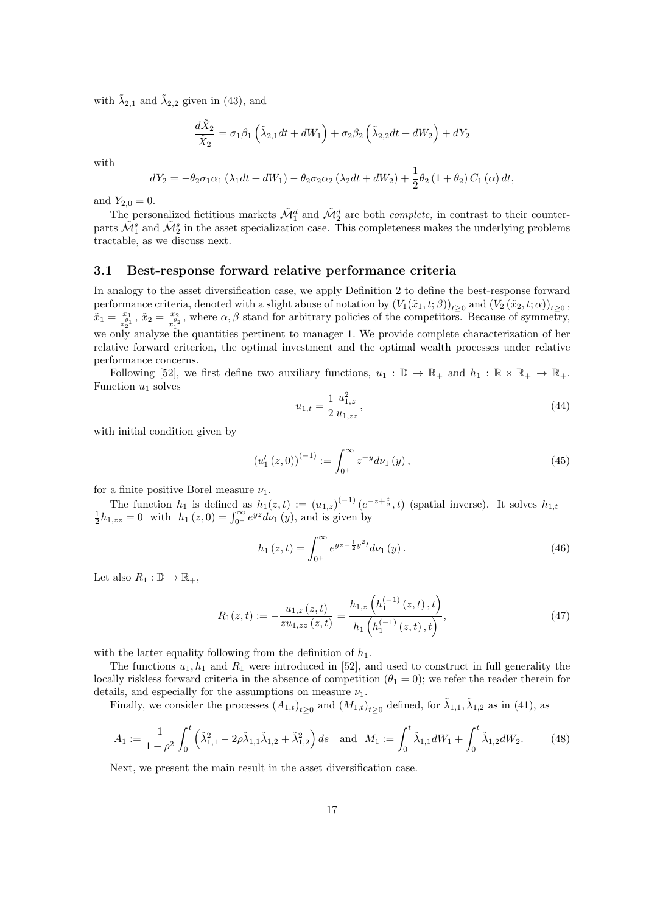with $\tilde{\lambda}_{2,1}$ and $\tilde{\lambda}_{2,2}$ given in (43), and

$$\frac{d\tilde{X}_2}{\tilde{X}_2} = \sigma_1\beta_1\left(\tilde{\lambda}_{2,1}dt + dW_1\right) + \sigma_2\beta_2\left(\tilde{\lambda}_{2,2}dt + dW_2\right) + dY_2$$

with

$$dY_2 = -\theta_2\sigma_1\alpha_1\left(\lambda_1 dt + dW_1\right) - \theta_2\sigma_2\alpha_2\left(\lambda_2 dt + dW_2\right) + \frac{1}{2}\theta_2\left(1+\theta_2\right)C_1\left(\alpha\right)dt,$$

and $Y_{2,0} = 0$.

The personalized fictitious markets $\tilde{\mathcal{M}}_1^d$ and $\tilde{\mathcal{M}}_2^d$ are both *complete,* in contrast to their counterparts $\tilde{\mathcal{M}}_1^s$ and $\tilde{\mathcal{M}}_2^s$ in the asset specialization case. This completeness makes the underlying problems tractable, as we discuss next.

## 3.1 Best-response forward relative performance criteria

In analogy to the asset diversification case, we apply Definition 2 to define the best-response forward performance criteria, denoted with a slight abuse of notation by $(V_1(\tilde{x}_1,t;\beta))_{t\geq 0}$ and $(V_2(\tilde{x}_2,t;\alpha))_{t\geq 0}$, $\tilde{x}_1 = \frac{x_1}{x_2^{\theta_1}}$, $\tilde{x}_2 = \frac{x_2}{x_1^{\theta_2}}$, where $\alpha,\beta$ stand for arbitrary policies of the competitors. Because of symmetry, we only analyze the quantities pertinent to manager 1. We provide complete characterization of her relative forward criterion, the optimal investment and the optimal wealth processes under relative performance concerns.

Following [52], we first define two auxiliary functions, $u_1:\mathbb{D}\to\mathbb{R}_+$ and $h_1:\mathbb{R}\times\mathbb{R}_+\to\mathbb{R}_+$. Function $u_1$ solves

$$u_{1,t} = \frac{1}{2}\frac{u_{1,z}^2}{u_{1,zz}}, \tag{44}$$

with initial condition given by

$$\left(u_1'\left(z,0\right)\right)^{(-1)} := \int_{0^+}^{\infty} z^{-y}d\nu_1\left(y\right), \tag{45}$$

for a finite positive Borel measure $\nu_1$.

The function $h_1$ is defined as $h_1(z,t) := \left(u_{1,z}\right)^{(-1)}\left(e^{-z+\frac{t}{2}},t\right)$ (spatial inverse). It solves $h_{1,t} + \frac{1}{2}h_{1,zz} = 0$ with $h_1\left(z,0\right) = \int_{0^+}^{\infty} e^{yz}d\nu_1\left(y\right)$, and is given by

$$h_1\left(z,t\right) = \int_{0^+}^{\infty} e^{yz-\frac{1}{2}y^2t}d\nu_1\left(y\right). \tag{46}$$

Let also $R_1:\mathbb{D}\to\mathbb{R}_+$,

$$R_1(z,t) := -\frac{u_{1,z}\left(z,t\right)}{zu_{1,zz}\left(z,t\right)} = \frac{h_{1,z}\left(h_1^{(-1)}\left(z,t\right),t\right)}{h_1\left(h_1^{(-1)}\left(z,t\right),t\right)}, \tag{47}$$

with the latter equality following from the definition of $h_1$.

The functions $u_1, h_1$ and $R_1$ were introduced in [52], and used to construct in full generality the locally riskless forward criteria in the absence of competition ($\theta_1 = 0$); we refer the reader therein for details, and especially for the assumptions on measure $\nu_1$.

Finally, we consider the processes $\left(A_{1,t}\right)_{t\geq 0}$ and $\left(M_{1,t}\right)_{t\geq 0}$ defined, for $\tilde{\lambda}_{1,1},\tilde{\lambda}_{1,2}$ as in (41), as

$$A_1 := \frac{1}{1-\rho^2}\int_0^t\left(\tilde{\lambda}_{1,1}^2 - 2\rho\tilde{\lambda}_{1,1}\tilde{\lambda}_{1,2} + \tilde{\lambda}_{1,2}^2\right)ds \quad \text{and} \quad M_1 := \int_0^t \tilde{\lambda}_{1,1}dW_1 + \int_0^t \tilde{\lambda}_{1,2}dW_2. \tag{48}$$

Next, we present the main result in the asset diversification case.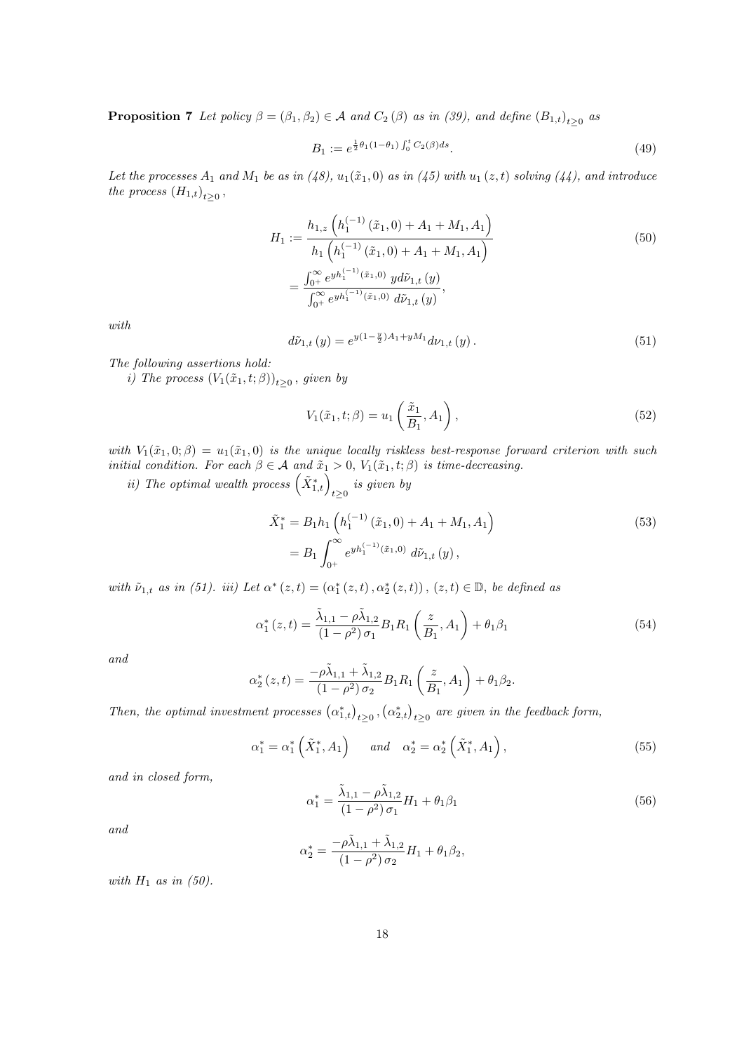**Proposition 7** *Let policy $\beta = (\beta_1, \beta_2) \in \mathcal{A}$ and $C_2(\beta)$ as in (39), and define $(B_{1,t})_{t\geq 0}$ as*

$$B_1 := e^{\frac{1}{2}\theta_1(1-\theta_1)\int_0^t C_2(\beta)ds}. \tag{49}$$

*Let the processes $A_1$ and $M_1$ be as in (48), $u_1(\tilde{x}_1, 0)$ as in (45) with $u_1(z,t)$ solving (44), and introduce the process $(H_{1,t})_{t\geq 0}$,*

$$\begin{aligned} H_1 &:= \frac{h_{1,z}\left(h_1^{(-1)}(\tilde{x}_1, 0) + A_1 + M_1, A_1\right)}{h_1\left(h_1^{(-1)}(\tilde{x}_1, 0) + A_1 + M_1, A_1\right)} \\ &= \frac{\int_{0^+}^{\infty} e^{yh_1^{(-1)}(\tilde{x}_1,0)}\, y d\tilde{\nu}_{1,t}(y)}{\int_{0^+}^{\infty} e^{yh_1^{(-1)}(\tilde{x}_1,0)}\, d\tilde{\nu}_{1,t}(y)}, \end{aligned} \tag{50}$$

*with*

$$d\tilde{\nu}_{1,t}(y) = e^{y(1-\frac{y}{2})A_1 + yM_1} d\nu_{1,t}(y). \tag{51}$$

*The following assertions hold:*

*i) The process $(V_1(\tilde{x}_1, t; \beta))_{t\geq 0}$, given by*

$$V_1(\tilde{x}_1, t; \beta) = u_1\left(\frac{\tilde{x}_1}{B_1}, A_1\right), \tag{52}$$

*with $V_1(\tilde{x}_1, 0; \beta) = u_1(\tilde{x}_1, 0)$ is the unique locally riskless best-response forward criterion with such initial condition. For each $\beta \in \mathcal{A}$ and $\tilde{x}_1 > 0$, $V_1(\tilde{x}_1, t; \beta)$ is time-decreasing.*

*ii) The optimal wealth process $\left(\tilde{X}_{1,t}^*\right)_{t\geq 0}$ is given by*

$$\begin{aligned} \tilde{X}_1^* &= B_1 h_1\left(h_1^{(-1)}(\tilde{x}_1, 0) + A_1 + M_1, A_1\right) \\ &= B_1 \int_{0^+}^{\infty} e^{yh_1^{(-1)}(\tilde{x}_1,0)}\, d\tilde{\nu}_{1,t}(y), \end{aligned} \tag{53}$$

*with $\tilde{\nu}_{1,t}$ as in (51). iii) Let $\alpha^*(z,t) = (\alpha_1^*(z,t), \alpha_2^*(z,t))$, $(z,t) \in \mathbb{D}$, be defined as*

$$\alpha_1^*(z,t) = \frac{\tilde{\lambda}_{1,1} - \rho\tilde{\lambda}_{1,2}}{(1-\rho^2)\sigma_1} B_1 R_1\left(\frac{z}{B_1}, A_1\right) + \theta_1\beta_1 \tag{54}$$

*and*

$$\alpha_2^*(z,t) = \frac{-\rho\tilde{\lambda}_{1,1} + \tilde{\lambda}_{1,2}}{(1-\rho^2)\sigma_2} B_1 R_1\left(\frac{z}{B_1}, A_1\right) + \theta_1\beta_2.$$

*Then, the optimal investment processes $\left(\alpha_{1,t}^*\right)_{t\geq 0}, \left(\alpha_{2,t}^*\right)_{t\geq 0}$ are given in the feedback form,*

$$\alpha_1^* = \alpha_1^*\left(\tilde{X}_1^*, A_1\right) \quad \text{ and } \quad \alpha_2^* = \alpha_2^*\left(\tilde{X}_1^*, A_1\right), \tag{55}$$

*and in closed form,*

$$\alpha_1^* = \frac{\tilde{\lambda}_{1,1} - \rho\tilde{\lambda}_{1,2}}{(1-\rho^2)\sigma_1} H_1 + \theta_1\beta_1 \tag{56}$$

*and*

$$\alpha_2^* = \frac{-\rho\tilde{\lambda}_{1,1} + \tilde{\lambda}_{1,2}}{(1-\rho^2)\sigma_2} H_1 + \theta_1\beta_2,$$

*with $H_1$ as in (50).*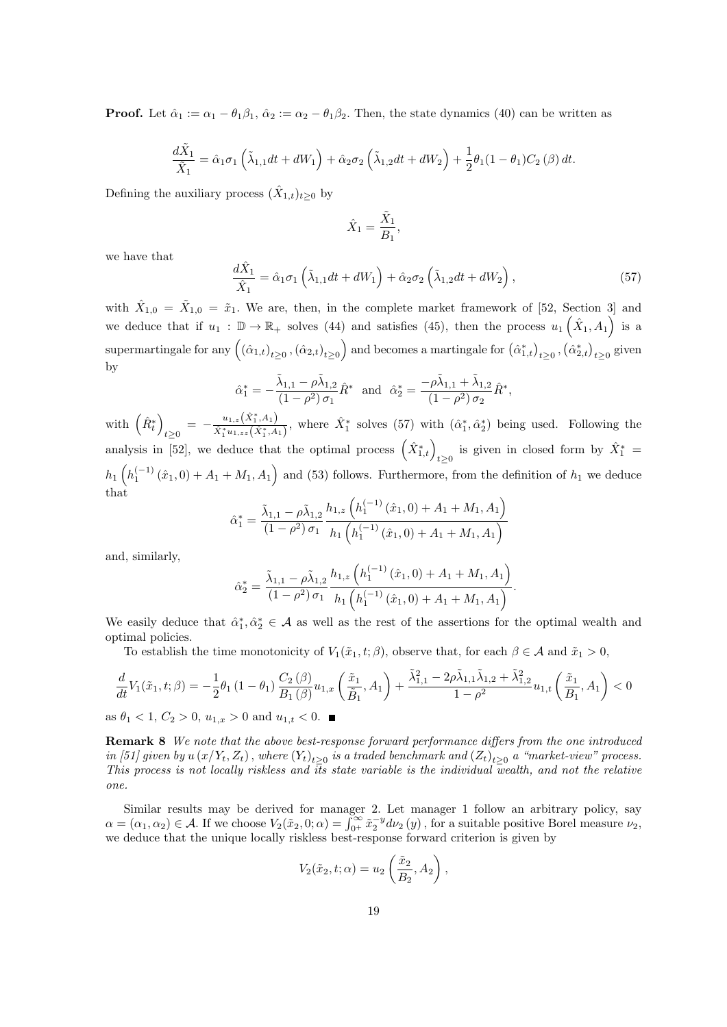**Proof.** Let $\hat{\alpha}_1 := \alpha_1 - \theta_1\beta_1$, $\hat{\alpha}_2 := \alpha_2 - \theta_1\beta_2$. Then, the state dynamics (40) can be written as

$$\frac{d\tilde{X}_1}{\tilde{X}_1} = \hat{\alpha}_1\sigma_1\left(\tilde{\lambda}_{1,1}dt + dW_1\right) + \hat{\alpha}_2\sigma_2\left(\tilde{\lambda}_{1,2}dt + dW_2\right) + \frac{1}{2}\theta_1(1-\theta_1)C_2(\beta)\,dt.$$

Defining the auxiliary process $(\hat{X}_{1,t})_{t\geq 0}$ by

$$\hat{X}_1 = \frac{\tilde{X}_1}{B_1},$$

we have that

$$\frac{d\hat{X}_1}{\hat{X}_1} = \hat{\alpha}_1\sigma_1\left(\tilde{\lambda}_{1,1}dt + dW_1\right) + \hat{\alpha}_2\sigma_2\left(\tilde{\lambda}_{1,2}dt + dW_2\right), \tag{57}$$

with $\hat{X}_{1,0} = \tilde{X}_{1,0} = \tilde{x}_1$. We are, then, in the complete market framework of [52, Section 3] and we deduce that if $u_1 : \mathbb{D} \to \mathbb{R}_+$ solves (44) and satisfies (45), then the process $u_1\left(\hat{X}_1, A_1\right)$ is a supermartingale for any $\left((\hat{\alpha}_{1,t})_{t\geq 0}, (\hat{\alpha}_{2,t})_{t\geq 0}\right)$ and becomes a martingale for $\left(\hat{\alpha}^*_{1,t}\right)_{t\geq 0}, \left(\hat{\alpha}^*_{2,t}\right)_{t\geq 0}$ given by

$$\hat{\alpha}^*_1 = -\frac{\tilde{\lambda}_{1,1} - \rho\tilde{\lambda}_{1,2}}{(1-\rho^2)\,\sigma_1}\hat{R}^* \quad \text{and} \quad \hat{\alpha}^*_2 = \frac{-\rho\tilde{\lambda}_{1,1} + \tilde{\lambda}_{1,2}}{(1-\rho^2)\,\sigma_2}\hat{R}^*,$$

with $\left(\hat{R}^*_t\right)_{t\geq 0} = -\frac{u_{1,z}\left(\hat{X}^*_1, A_1\right)}{\hat{X}^*_1 u_{1,zz}\left(\hat{X}^*_1, A_1\right)}$, where $\hat{X}^*_1$ solves (57) with $(\hat{\alpha}^*_1, \hat{\alpha}^*_2)$ being used. Following the analysis in [52], we deduce that the optimal process $\left(\hat{X}^*_{1,t}\right)_{t\geq 0}$ is given in closed form by $\hat{X}^*_1 = h_1\left(h_1^{(-1)}(\hat{x}_1, 0) + A_1 + M_1, A_1\right)$ and (53) follows. Furthermore, from the definition of $h_1$ we deduce that

$$\hat{\alpha}^*_1 = \frac{\tilde{\lambda}_{1,1} - \rho\tilde{\lambda}_{1,2}}{(1-\rho^2)\,\sigma_1}\frac{h_{1,z}\left(h_1^{(-1)}(\hat{x}_1, 0) + A_1 + M_1, A_1\right)}{h_1\left(h_1^{(-1)}(\hat{x}_1, 0) + A_1 + M_1, A_1\right)}$$

and, similarly,

$$\hat{\alpha}^*_2 = \frac{\tilde{\lambda}_{1,1} - \rho\tilde{\lambda}_{1,2}}{(1-\rho^2)\,\sigma_1}\frac{h_{1,z}\left(h_1^{(-1)}(\hat{x}_1, 0) + A_1 + M_1, A_1\right)}{h_1\left(h_1^{(-1)}(\hat{x}_1, 0) + A_1 + M_1, A_1\right)}.$$

We easily deduce that $\hat{\alpha}^*_1, \hat{\alpha}^*_2 \in \mathcal{A}$ as well as the rest of the assertions for the optimal wealth and optimal policies.

To establish the time monotonicity of $V_1(\tilde{x}_1, t; \beta)$, observe that, for each $\beta \in \mathcal{A}$ and $\tilde{x}_1 > 0$,

$$\frac{d}{dt}V_1(\tilde{x}_1, t; \beta) = -\frac{1}{2}\theta_1\left(1-\theta_1\right)\frac{C_2(\beta)}{B_1(\beta)}u_{1,x}\left(\frac{\tilde{x}_1}{\tilde{B}_1}, A_1\right) + \frac{\tilde{\lambda}^2_{1,1} - 2\rho\tilde{\lambda}_{1,1}\tilde{\lambda}_{1,2} + \tilde{\lambda}^2_{1,2}}{1-\rho^2}u_{1,t}\left(\frac{\tilde{x}_1}{B_1}, A_1\right) < 0$$

as $\theta_1 < 1$, $C_2 > 0$, $u_{1,x} > 0$ and $u_{1,t} < 0$. ∎

**Remark 8** *We note that the above best-response forward performance differs from the one introduced in [51] given by $u\left(x/Y_t, Z_t\right)$, where $(Y_t)_{t\geq 0}$ is a traded benchmark and $(Z_t)_{t\geq 0}$ a "market-view" process. This process is not locally riskless and its state variable is the individual wealth, and not the relative one.*

Similar results may be derived for manager 2. Let manager 1 follow an arbitrary policy, say $\alpha = (\alpha_1, \alpha_2) \in \mathcal{A}$. If we choose $V_2(\tilde{x}_2, 0; \alpha) = \int_{0^+}^{\infty} \tilde{x}_2^{-y}d\nu_2(y)$, for a suitable positive Borel measure $\nu_2$, we deduce that the unique locally riskless best-response forward criterion is given by

$$V_2(\tilde{x}_2, t; \alpha) = u_2\left(\frac{\tilde{x}_2}{B_2}, A_2\right),$$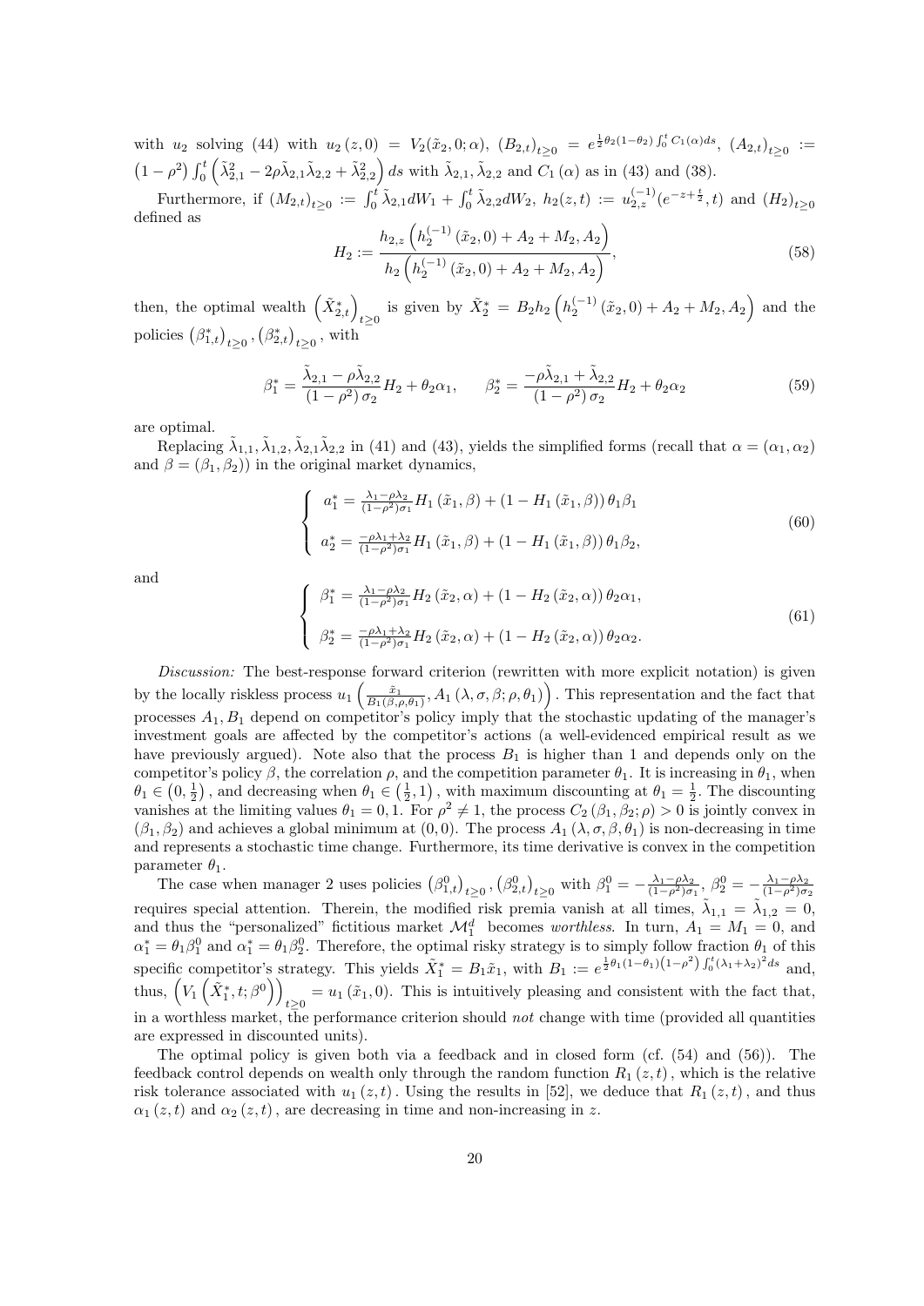with $u_2$ solving (44) with $u_2(z,0) = V_2(\tilde{x}_2, 0; \alpha)$, $(B_{2,t})_{t\geq 0} = e^{\frac{1}{2}\theta_2(1-\theta_2)\int_0^t C_1(\alpha)ds}$, $(A_{2,t})_{t\geq 0} := (1-\rho^2)\int_0^t \left(\tilde{\lambda}_{2,1}^2 - 2\rho\tilde{\lambda}_{2,1}\tilde{\lambda}_{2,2} + \tilde{\lambda}_{2,2}^2\right) ds$ with $\tilde{\lambda}_{2,1}, \tilde{\lambda}_{2,2}$ and $C_1(\alpha)$ as in (43) and (38).

Furthermore, if $(M_{2,t})_{t\geq 0} := \int_0^t \tilde{\lambda}_{2,1} dW_1 + \int_0^t \tilde{\lambda}_{2,2} dW_2$, $h_2(z,t) := u_{2,z}^{(-1)}(e^{-z+\frac{t}{2}}, t)$ and $(H_2)_{t\geq 0}$ defined as

$$H_2 := \frac{h_{2,z}\left(h_2^{(-1)}(\tilde{x}_2, 0) + A_2 + M_2, A_2\right)}{h_2\left(h_2^{(-1)}(\tilde{x}_2, 0) + A_2 + M_2, A_2\right)}, \tag{58}$$

then, the optimal wealth $\left(\tilde{X}_{2,t}^*\right)_{t\geq 0}$ is given by $\tilde{X}_2^* = B_2 h_2\left(h_2^{(-1)}(\tilde{x}_2, 0) + A_2 + M_2, A_2\right)$ and the policies $\left(\beta_{1,t}^*\right)_{t\geq 0}, \left(\beta_{2,t}^*\right)_{t\geq 0}$, with

$$\beta_1^* = \frac{\tilde{\lambda}_{2,1} - \rho\tilde{\lambda}_{2,2}}{(1-\rho^2)\sigma_2} H_2 + \theta_2\alpha_1, \qquad \beta_2^* = \frac{-\rho\tilde{\lambda}_{2,1} + \tilde{\lambda}_{2,2}}{(1-\rho^2)\sigma_2} H_2 + \theta_2\alpha_2 \tag{59}$$

are optimal.

Replacing $\tilde{\lambda}_{1,1}, \tilde{\lambda}_{1,2}, \tilde{\lambda}_{2,1}\tilde{\lambda}_{2,2}$ in (41) and (43), yields the simplified forms (recall that $\alpha = (\alpha_1, \alpha_2)$ and $\beta = (\beta_1, \beta_2)$) in the original market dynamics,

$$\begin{cases} a_1^* = \frac{\lambda_1 - \rho\lambda_2}{(1-\rho^2)\sigma_1} H_1(\tilde{x}_1, \beta) + (1 - H_1(\tilde{x}_1, \beta))\theta_1\beta_1 \\ \\ a_2^* = \frac{-\rho\lambda_1 + \lambda_2}{(1-\rho^2)\sigma_1} H_1(\tilde{x}_1, \beta) + (1 - H_1(\tilde{x}_1, \beta))\theta_1\beta_2, \end{cases} \tag{60}$$

and

$$\begin{cases} \beta_1^* = \frac{\lambda_1 - \rho\lambda_2}{(1-\rho^2)\sigma_1} H_2(\tilde{x}_2, \alpha) + (1 - H_2(\tilde{x}_2, \alpha))\theta_2\alpha_1, \\ \\ \beta_2^* = \frac{-\rho\lambda_1 + \lambda_2}{(1-\rho^2)\sigma_1} H_2(\tilde{x}_2, \alpha) + (1 - H_2(\tilde{x}_2, \alpha))\theta_2\alpha_2. \end{cases} \tag{61}$$

*Discussion:* The best-response forward criterion (rewritten with more explicit notation) is given by the locally riskless process $u_1\left(\frac{\tilde{x}_1}{B_1(\beta,\rho,\theta_1)}, A_1(\lambda, \sigma, \beta; \rho, \theta_1)\right)$. This representation and the fact that processes $A_1, B_1$ depend on competitor's policy imply that the stochastic updating of the manager's investment goals are affected by the competitor's actions (a well-evidenced empirical result as we have previously argued). Note also that the process $B_1$ is higher than 1 and depends only on the competitor's policy $\beta$, the correlation $\rho$, and the competition parameter $\theta_1$. It is increasing in $\theta_1$, when $\theta_1 \in \left(0, \frac{1}{2}\right)$, and decreasing when $\theta_1 \in \left(\frac{1}{2}, 1\right)$, with maximum discounting at $\theta_1 = \frac{1}{2}$. The discounting vanishes at the limiting values $\theta_1 = 0, 1$. For $\rho^2 \neq 1$, the process $C_2(\beta_1, \beta_2; \rho) > 0$ is jointly convex in $(\beta_1, \beta_2)$ and achieves a global minimum at $(0,0)$. The process $A_1(\lambda, \sigma, \beta, \theta_1)$ is non-decreasing in time and represents a stochastic time change. Furthermore, its time derivative is convex in the competition parameter $\theta_1$.

The case when manager 2 uses policies $\left(\beta_{1,t}^0\right)_{t\geq 0}, \left(\beta_{2,t}^0\right)_{t\geq 0}$ with $\beta_1^0 = -\frac{\lambda_1 - \rho\lambda_2}{(1-\rho^2)\sigma_1}$, $\beta_2^0 = -\frac{\lambda_1 - \rho\lambda_2}{(1-\rho^2)\sigma_2}$ requires special attention. Therein, the modified risk premia vanish at all times, $\tilde{\lambda}_{1,1} = \tilde{\lambda}_{1,2} = 0$, and thus the "personalized" fictitious market $\mathcal{M}_1^d$ becomes *worthless*. In turn, $A_1 = M_1 = 0$, and $\alpha_1^* = \theta_1\beta_1^0$ and $\alpha_1^* = \theta_1\beta_2^0$. Therefore, the optimal risky strategy is to simply follow fraction $\theta_1$ of this specific competitor's strategy. This yields $\tilde{X}_1^* = B_1\tilde{x}_1$, with $B_1 := e^{\frac{1}{2}\theta_1(1-\theta_1)\left(1-\rho^2\right)\int_0^t (\lambda_1+\lambda_2)^2 ds}$ and, thus, $\left(V_1\left(\tilde{X}_1^*, t; \beta^0\right)\right)_{t\geq 0} = u_1(\tilde{x}_1, 0)$. This is intuitively pleasing and consistent with the fact that, in a worthless market, the performance criterion should *not* change with time (provided all quantities are expressed in discounted units).

The optimal policy is given both via a feedback and in closed form (cf. (54) and (56)). The feedback control depends on wealth only through the random function $R_1(z,t)$, which is the relative risk tolerance associated with $u_1(z,t)$. Using the results in [52], we deduce that $R_1(z,t)$, and thus $\alpha_1(z,t)$ and $\alpha_2(z,t)$, are decreasing in time and non-increasing in $z$.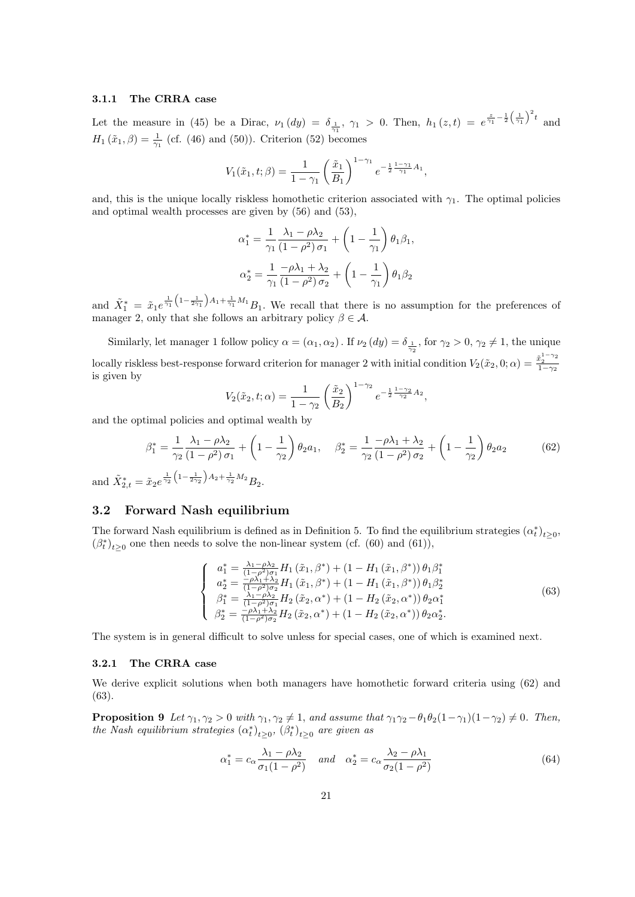#### 3.1.1 The CRRA case

Let the measure in (45) be a Dirac, $\nu_1(dy) = \delta_{\frac{1}{\gamma_1}}$, $\gamma_1 > 0$. Then, $h_1(z,t) = e^{\frac{z}{\gamma_1} - \frac{1}{2}\left(\frac{1}{\gamma_1}\right)^2 t}$ and $H_1(\tilde{x}_1, \beta) = \frac{1}{\gamma_1}$ (cf. (46) and (50)). Criterion (52) becomes

$$V_1(\tilde{x}_1, t; \beta) = \frac{1}{1-\gamma_1}\left(\frac{\tilde{x}_1}{B_1}\right)^{1-\gamma_1} e^{-\frac{1}{2}\frac{1-\gamma_1}{\gamma_1}A_1},$$

and, this is the unique locally riskless homothetic criterion associated with $\gamma_1$. The optimal policies and optimal wealth processes are given by (56) and (53),

$$\alpha_1^* = \frac{1}{\gamma_1}\frac{\lambda_1 - \rho\lambda_2}{(1-\rho^2)\sigma_1} + \left(1 - \frac{1}{\gamma_1}\right)\theta_1\beta_1,$$

$$\alpha_2^* = \frac{1}{\gamma_1}\frac{-\rho\lambda_1 + \lambda_2}{(1-\rho^2)\sigma_2} + \left(1 - \frac{1}{\gamma_1}\right)\theta_1\beta_2$$

and $\tilde{X}_1^* = \tilde{x}_1 e^{\frac{1}{\gamma_1}\left(1 - \frac{1}{2\gamma_1}\right)A_1 + \frac{1}{\gamma_1}M_1} B_1$. We recall that there is no assumption for the preferences of manager 2, only that she follows an arbitrary policy $\beta \in \mathcal{A}$.

Similarly, let manager 1 follow policy $\alpha = (\alpha_1, \alpha_2)$. If $\nu_2(dy) = \delta_{\frac{1}{\gamma_2}}$, for $\gamma_2 > 0$, $\gamma_2 \neq 1$, the unique locally riskless best-response forward criterion for manager 2 with initial condition $V_2(\tilde{x}_2, 0; \alpha) = \frac{\tilde{x}_2^{1-\gamma_2}}{1-\gamma_2}$ is given by

$$V_2(\tilde{x}_2, t; \alpha) = \frac{1}{1-\gamma_2}\left(\frac{\tilde{x}_2}{B_2}\right)^{1-\gamma_2} e^{-\frac{1}{2}\frac{1-\gamma_2}{\gamma_2}A_2},$$

and the optimal policies and optimal wealth by

$$\beta_1^* = \frac{1}{\gamma_2}\frac{\lambda_1 - \rho\lambda_2}{(1-\rho^2)\sigma_1} + \left(1 - \frac{1}{\gamma_2}\right)\theta_2 a_1, \quad \beta_2^* = \frac{1}{\gamma_2}\frac{-\rho\lambda_1 + \lambda_2}{(1-\rho^2)\sigma_2} + \left(1 - \frac{1}{\gamma_2}\right)\theta_2 a_2 \tag{62}$$

and $\tilde{X}_{2,t}^* = \tilde{x}_2 e^{\frac{1}{\gamma_2}\left(1 - \frac{1}{2\gamma_2}\right)A_2 + \frac{1}{\gamma_2}M_2} B_2$.

## 3.2 Forward Nash equilibrium

The forward Nash equilibrium is defined as in Definition 5. To find the equilibrium strategies $(\alpha_t^*)_{t\geq 0}$, $(\beta_t^*)_{t\geq 0}$ one then needs to solve the non-linear system (cf. (60) and (61)),

$$\begin{cases} a_1^* = \frac{\lambda_1 - \rho\lambda_2}{(1-\rho^2)\sigma_1} H_1(\tilde{x}_1, \beta^*) + (1 - H_1(\tilde{x}_1, \beta^*))\,\theta_1\beta_1^* \\ a_2^* = \frac{-\rho\lambda_1 + \lambda_2}{(1-\rho^2)\sigma_2} H_1(\tilde{x}_1, \beta^*) + (1 - H_1(\tilde{x}_1, \beta^*))\,\theta_1\beta_2^* \\ \beta_1^* = \frac{\lambda_1 - \rho\lambda_2}{(1-\rho^2)\sigma_1} H_2(\tilde{x}_2, \alpha^*) + (1 - H_2(\tilde{x}_2, \alpha^*))\,\theta_2\alpha_1^* \\ \beta_2^* = \frac{-\rho\lambda_1 + \lambda_2}{(1-\rho^2)\sigma_2} H_2(\tilde{x}_2, \alpha^*) + (1 - H_2(\tilde{x}_2, \alpha^*))\,\theta_2\alpha_2^*. \end{cases} \tag{63}$$

The system is in general difficult to solve unless for special cases, one of which is examined next.

#### 3.2.1 The CRRA case

We derive explicit solutions when both managers have homothetic forward criteria using (62) and (63).

**Proposition 9** *Let $\gamma_1, \gamma_2 > 0$ with $\gamma_1, \gamma_2 \neq 1$, and assume that $\gamma_1\gamma_2 - \theta_1\theta_2(1-\gamma_1)(1-\gamma_2) \neq 0$. Then, the Nash equilibrium strategies $(\alpha_t^*)_{t\geq 0}$, $(\beta_t^*)_{t\geq 0}$ are given as*

$$\alpha_1^* = c_\alpha \frac{\lambda_1 - \rho\lambda_2}{\sigma_1(1-\rho^2)} \quad \textit{and} \quad \alpha_2^* = c_\alpha \frac{\lambda_2 - \rho\lambda_1}{\sigma_2(1-\rho^2)} \tag{64}$$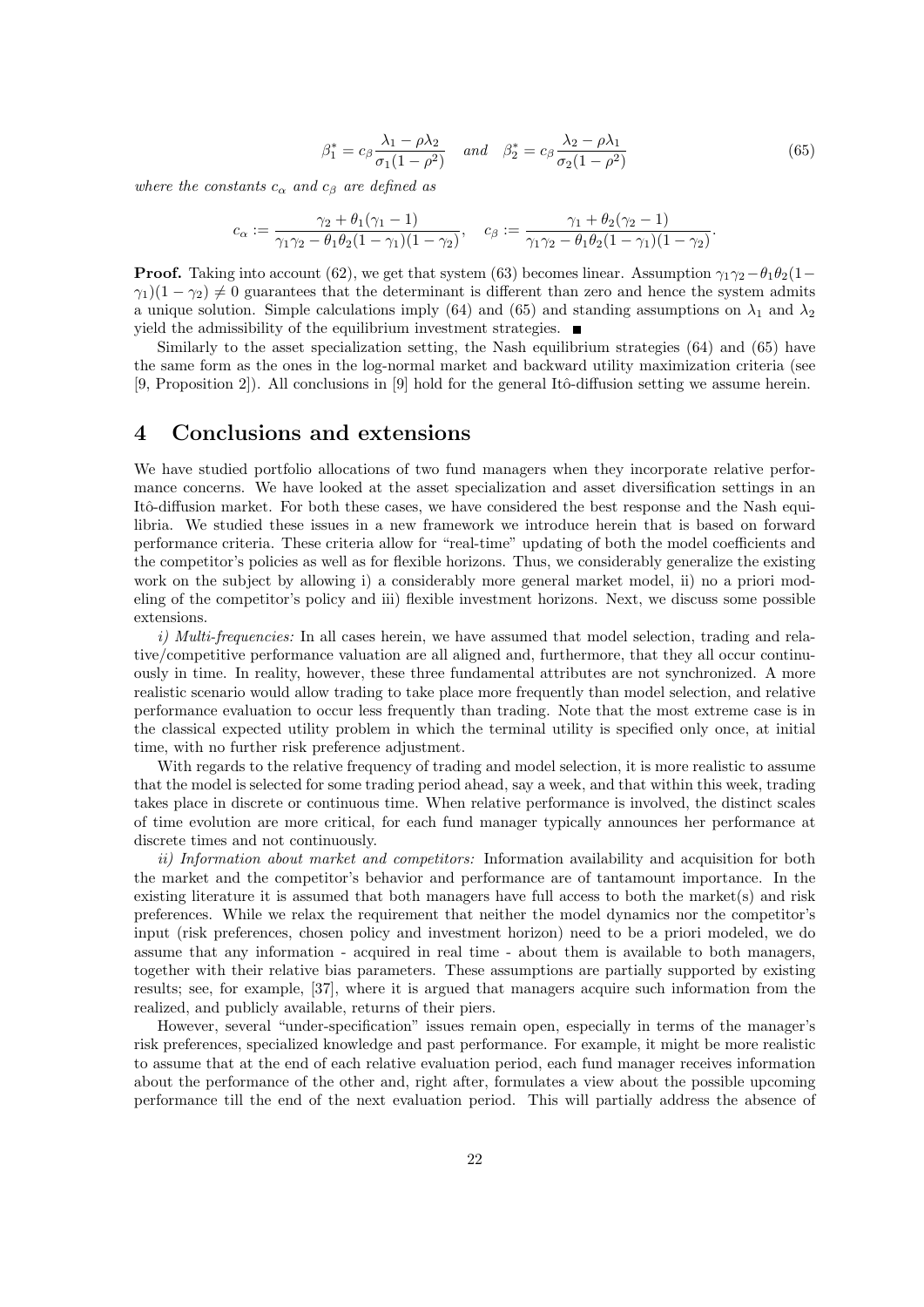$$\beta_1^* = c_\beta \frac{\lambda_1 - \rho\lambda_2}{\sigma_1(1-\rho^2)} \quad and \quad \beta_2^* = c_\beta \frac{\lambda_2 - \rho\lambda_1}{\sigma_2(1-\rho^2)} \tag{65}$$

*where the constants $c_\alpha$ and $c_\beta$ are defined as*

$$c_\alpha := \frac{\gamma_2 + \theta_1(\gamma_1 - 1)}{\gamma_1\gamma_2 - \theta_1\theta_2(1-\gamma_1)(1-\gamma_2)}, \quad c_\beta := \frac{\gamma_1 + \theta_2(\gamma_2 - 1)}{\gamma_1\gamma_2 - \theta_1\theta_2(1-\gamma_1)(1-\gamma_2)}.$$

**Proof.** Taking into account (62), we get that system (63) becomes linear. Assumption $\gamma_1\gamma_2 - \theta_1\theta_2(1-\gamma_1)(1-\gamma_2) \neq 0$ guarantees that the determinant is different than zero and hence the system admits a unique solution. Simple calculations imply (64) and (65) and standing assumptions on $\lambda_1$ and $\lambda_2$ yield the admissibility of the equilibrium investment strategies. ■

Similarly to the asset specialization setting, the Nash equilibrium strategies (64) and (65) have the same form as the ones in the log-normal market and backward utility maximization criteria (see [9, Proposition 2]). All conclusions in [9] hold for the general Itô-diffusion setting we assume herein.

# 4 Conclusions and extensions

We have studied portfolio allocations of two fund managers when they incorporate relative performance concerns. We have looked at the asset specialization and asset diversification settings in an Itô-diffusion market. For both these cases, we have considered the best response and the Nash equilibria. We studied these issues in a new framework we introduce herein that is based on forward performance criteria. These criteria allow for "real-time" updating of both the model coefficients and the competitor's policies as well as for flexible horizons. Thus, we considerably generalize the existing work on the subject by allowing i) a considerably more general market model, ii) no a priori modeling of the competitor's policy and iii) flexible investment horizons. Next, we discuss some possible extensions.

*i) Multi-frequencies:* In all cases herein, we have assumed that model selection, trading and relative/competitive performance valuation are all aligned and, furthermore, that they all occur continuously in time. In reality, however, these three fundamental attributes are not synchronized. A more realistic scenario would allow trading to take place more frequently than model selection, and relative performance evaluation to occur less frequently than trading. Note that the most extreme case is in the classical expected utility problem in which the terminal utility is specified only once, at initial time, with no further risk preference adjustment.

With regards to the relative frequency of trading and model selection, it is more realistic to assume that the model is selected for some trading period ahead, say a week, and that within this week, trading takes place in discrete or continuous time. When relative performance is involved, the distinct scales of time evolution are more critical, for each fund manager typically announces her performance at discrete times and not continuously.

*ii) Information about market and competitors:* Information availability and acquisition for both the market and the competitor's behavior and performance are of tantamount importance. In the existing literature it is assumed that both managers have full access to both the market(s) and risk preferences. While we relax the requirement that neither the model dynamics nor the competitor's input (risk preferences, chosen policy and investment horizon) need to be a priori modeled, we do assume that any information - acquired in real time - about them is available to both managers, together with their relative bias parameters. These assumptions are partially supported by existing results; see, for example, [37], where it is argued that managers acquire such information from the realized, and publicly available, returns of their piers.

However, several "under-specification" issues remain open, especially in terms of the manager's risk preferences, specialized knowledge and past performance. For example, it might be more realistic to assume that at the end of each relative evaluation period, each fund manager receives information about the performance of the other and, right after, formulates a view about the possible upcoming performance till the end of the next evaluation period. This will partially address the absence of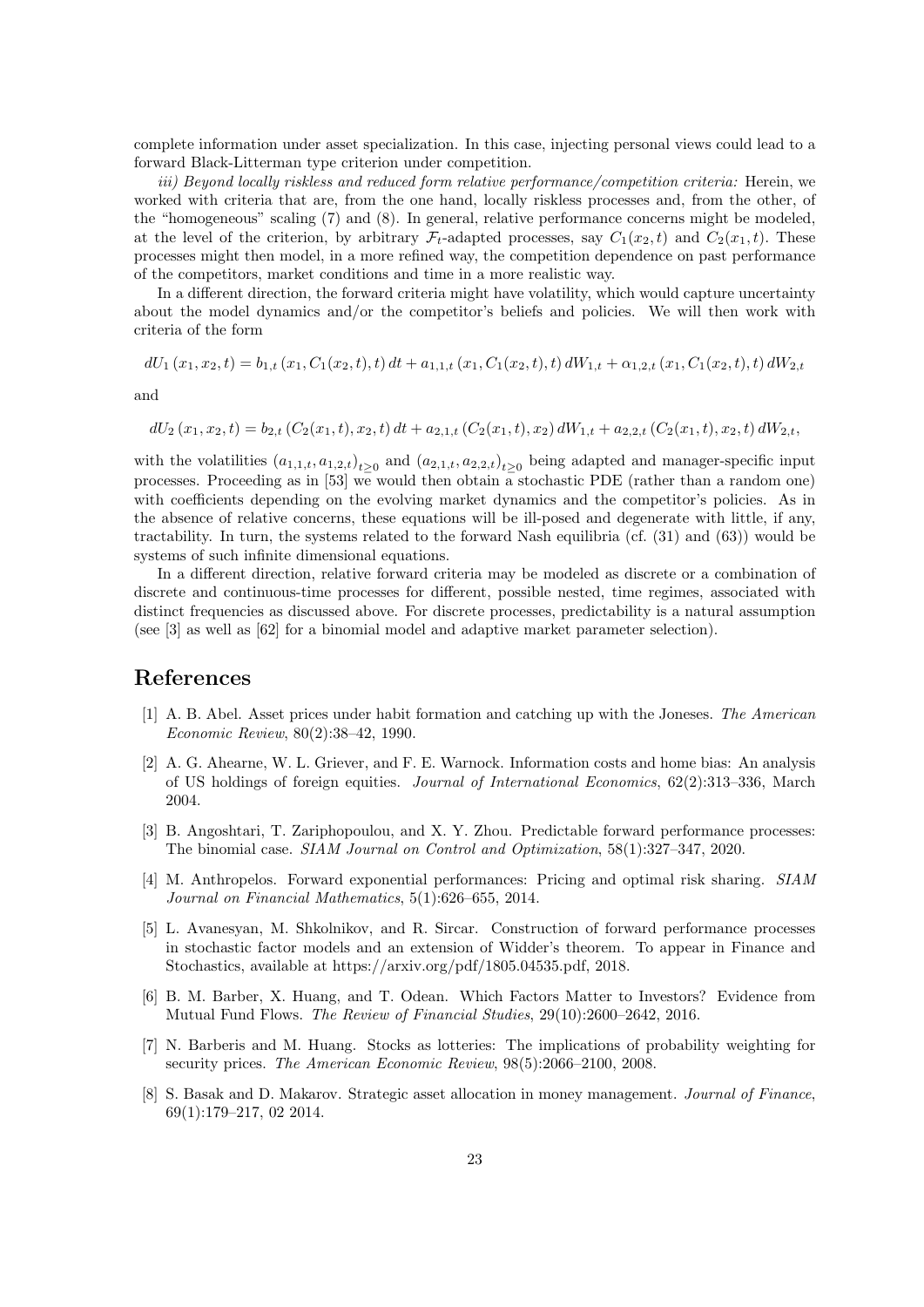complete information under asset specialization. In this case, injecting personal views could lead to a forward Black-Litterman type criterion under competition.

*iii) Beyond locally riskless and reduced form relative performance/competition criteria:* Herein, we worked with criteria that are, from the one hand, locally riskless processes and, from the other, of the "homogeneous" scaling (7) and (8). In general, relative performance concerns might be modeled, at the level of the criterion, by arbitrary $\mathcal{F}_t$-adapted processes, say $C_1(x_2, t)$ and $C_2(x_1, t)$. These processes might then model, in a more refined way, the competition dependence on past performance of the competitors, market conditions and time in a more realistic way.

In a different direction, the forward criteria might have volatility, which would capture uncertainty about the model dynamics and/or the competitor's beliefs and policies. We will then work with criteria of the form

$$dU_1\left(x_1, x_2, t\right) = b_{1,t}\left(x_1, C_1(x_2, t), t\right) dt + a_{1,1,t}\left(x_1, C_1(x_2, t), t\right) dW_{1,t} + \alpha_{1,2,t}\left(x_1, C_1(x_2, t), t\right) dW_{2,t}$$

and

$$dU_2\left(x_1, x_2, t\right) = b_{2,t}\left(C_2(x_1, t), x_2, t\right) dt + a_{2,1,t}\left(C_2(x_1, t), x_2\right) dW_{1,t} + a_{2,2,t}\left(C_2(x_1, t), x_2, t\right) dW_{2,t},$$

with the volatilities $\left(a_{1,1,t}, a_{1,2,t}\right)_{t\geq 0}$ and $\left(a_{2,1,t}, a_{2,2,t}\right)_{t\geq 0}$ being adapted and manager-specific input processes. Proceeding as in [53] we would then obtain a stochastic PDE (rather than a random one) with coefficients depending on the evolving market dynamics and the competitor's policies. As in the absence of relative concerns, these equations will be ill-posed and degenerate with little, if any, tractability. In turn, the systems related to the forward Nash equilibria (cf. (31) and (63)) would be systems of such infinite dimensional equations.

In a different direction, relative forward criteria may be modeled as discrete or a combination of discrete and continuous-time processes for different, possible nested, time regimes, associated with distinct frequencies as discussed above. For discrete processes, predictability is a natural assumption (see [3] as well as [62] for a binomial model and adaptive market parameter selection).

# References

[1] A. B. Abel. Asset prices under habit formation and catching up with the Joneses. *The American Economic Review*, 80(2):38–42, 1990.

[2] A. G. Ahearne, W. L. Griever, and F. E. Warnock. Information costs and home bias: An analysis of US holdings of foreign equities. *Journal of International Economics*, 62(2):313–336, March 2004.

[3] B. Angoshtari, T. Zariphopoulou, and X. Y. Zhou. Predictable forward performance processes: The binomial case. *SIAM Journal on Control and Optimization*, 58(1):327–347, 2020.

[4] M. Anthropelos. Forward exponential performances: Pricing and optimal risk sharing. *SIAM Journal on Financial Mathematics*, 5(1):626–655, 2014.

[5] L. Avanesyan, M. Shkolnikov, and R. Sircar. Construction of forward performance processes in stochastic factor models and an extension of Widder's theorem. To appear in Finance and Stochastics, available at https://arxiv.org/pdf/1805.04535.pdf, 2018.

[6] B. M. Barber, X. Huang, and T. Odean. Which Factors Matter to Investors? Evidence from Mutual Fund Flows. *The Review of Financial Studies*, 29(10):2600–2642, 2016.

[7] N. Barberis and M. Huang. Stocks as lotteries: The implications of probability weighting for security prices. *The American Economic Review*, 98(5):2066–2100, 2008.

[8] S. Basak and D. Makarov. Strategic asset allocation in money management. *Journal of Finance*, 69(1):179–217, 02 2014.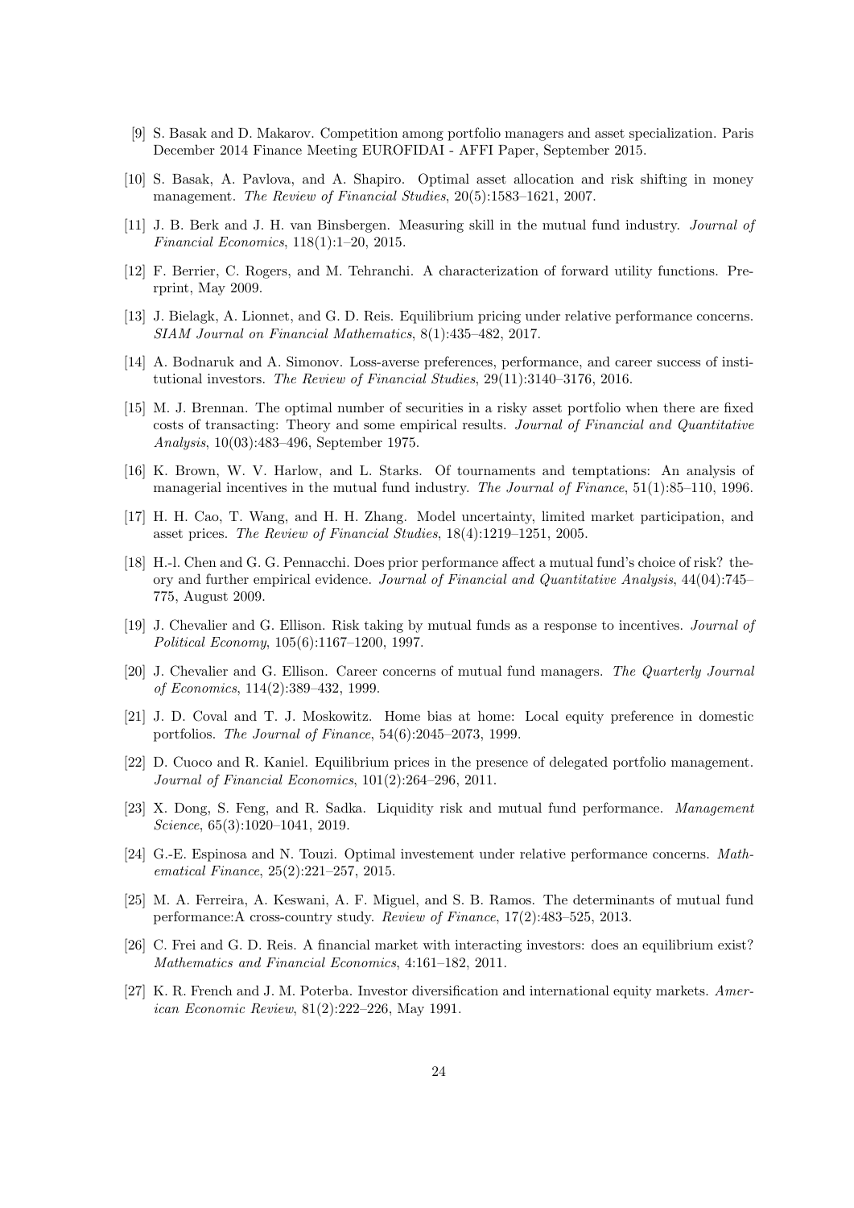[9] S. Basak and D. Makarov. Competition among portfolio managers and asset specialization. Paris December 2014 Finance Meeting EUROFIDAI - AFFI Paper, September 2015.

[10] S. Basak, A. Pavlova, and A. Shapiro. Optimal asset allocation and risk shifting in money management. *The Review of Financial Studies*, 20(5):1583–1621, 2007.

[11] J. B. Berk and J. H. van Binsbergen. Measuring skill in the mutual fund industry. *Journal of Financial Economics*, 118(1):1–20, 2015.

[12] F. Berrier, C. Rogers, and M. Tehranchi. A characterization of forward utility functions. Prerprint, May 2009.

[13] J. Bielagk, A. Lionnet, and G. D. Reis. Equilibrium pricing under relative performance concerns. *SIAM Journal on Financial Mathematics*, 8(1):435–482, 2017.

[14] A. Bodnaruk and A. Simonov. Loss-averse preferences, performance, and career success of institutional investors. *The Review of Financial Studies*, 29(11):3140–3176, 2016.

[15] M. J. Brennan. The optimal number of securities in a risky asset portfolio when there are fixed costs of transacting: Theory and some empirical results. *Journal of Financial and Quantitative Analysis*, 10(03):483–496, September 1975.

[16] K. Brown, W. V. Harlow, and L. Starks. Of tournaments and temptations: An analysis of managerial incentives in the mutual fund industry. *The Journal of Finance*, 51(1):85–110, 1996.

[17] H. H. Cao, T. Wang, and H. H. Zhang. Model uncertainty, limited market participation, and asset prices. *The Review of Financial Studies*, 18(4):1219–1251, 2005.

[18] H.-l. Chen and G. G. Pennacchi. Does prior performance affect a mutual fund's choice of risk? theory and further empirical evidence. *Journal of Financial and Quantitative Analysis*, 44(04):745–775, August 2009.

[19] J. Chevalier and G. Ellison. Risk taking by mutual funds as a response to incentives. *Journal of Political Economy*, 105(6):1167–1200, 1997.

[20] J. Chevalier and G. Ellison. Career concerns of mutual fund managers. *The Quarterly Journal of Economics*, 114(2):389–432, 1999.

[21] J. D. Coval and T. J. Moskowitz. Home bias at home: Local equity preference in domestic portfolios. *The Journal of Finance*, 54(6):2045–2073, 1999.

[22] D. Cuoco and R. Kaniel. Equilibrium prices in the presence of delegated portfolio management. *Journal of Financial Economics*, 101(2):264–296, 2011.

[23] X. Dong, S. Feng, and R. Sadka. Liquidity risk and mutual fund performance. *Management Science*, 65(3):1020–1041, 2019.

[24] G.-E. Espinosa and N. Touzi. Optimal investement under relative performance concerns. *Mathematical Finance*, 25(2):221–257, 2015.

[25] M. A. Ferreira, A. Keswani, A. F. Miguel, and S. B. Ramos. The determinants of mutual fund performance:A cross-country study. *Review of Finance*, 17(2):483–525, 2013.

[26] C. Frei and G. D. Reis. A financial market with interacting investors: does an equilibrium exist? *Mathematics and Financial Economics*, 4:161–182, 2011.

[27] K. R. French and J. M. Poterba. Investor diversification and international equity markets. *American Economic Review*, 81(2):222–226, May 1991.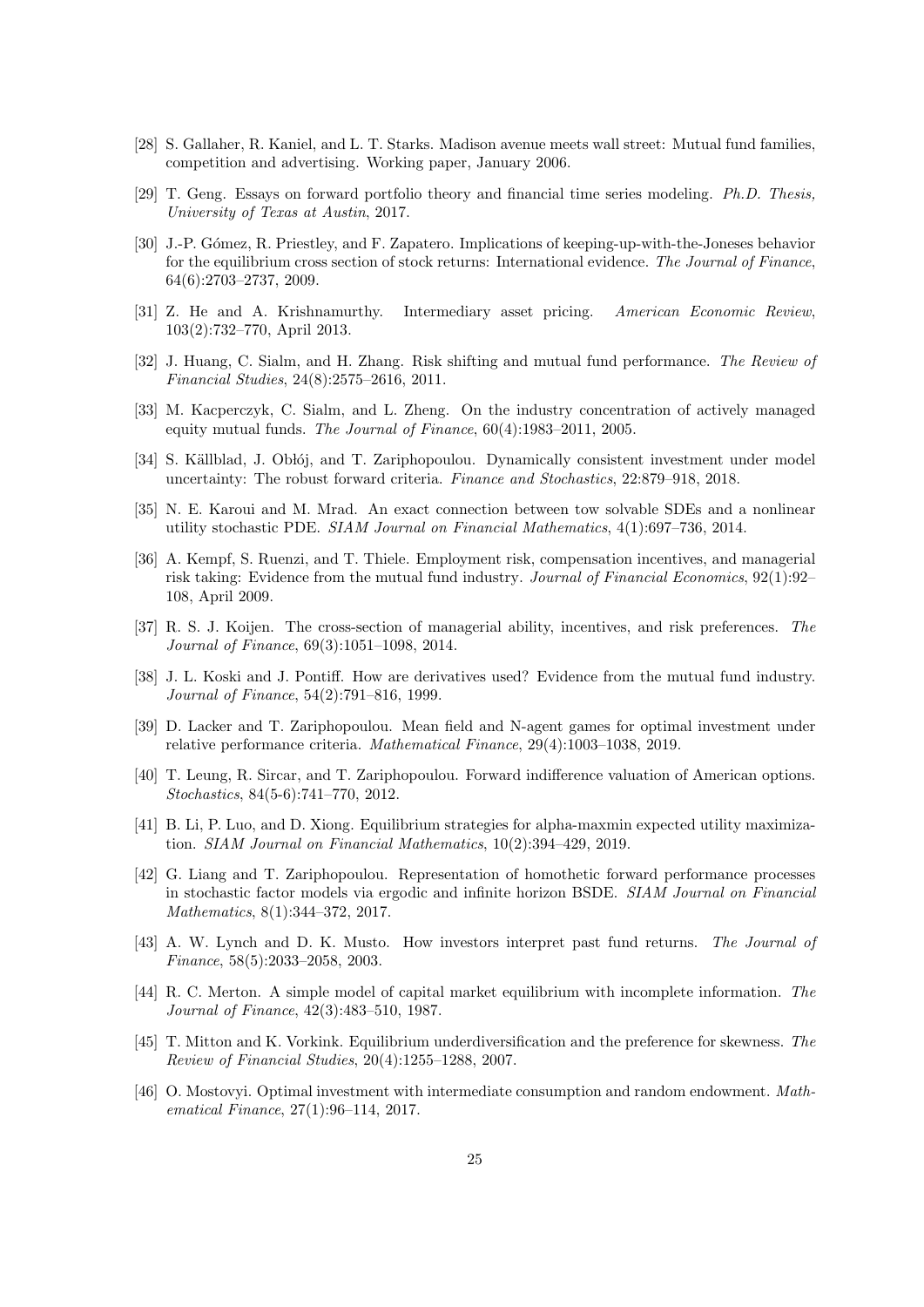[28] S. Gallaher, R. Kaniel, and L. T. Starks. Madison avenue meets wall street: Mutual fund families, competition and advertising. Working paper, January 2006.

[29] T. Geng. Essays on forward portfolio theory and financial time series modeling. *Ph.D. Thesis, University of Texas at Austin*, 2017.

[30] J.-P. Gómez, R. Priestley, and F. Zapatero. Implications of keeping-up-with-the-Joneses behavior for the equilibrium cross section of stock returns: International evidence. *The Journal of Finance*, 64(6):2703–2737, 2009.

[31] Z. He and A. Krishnamurthy. Intermediary asset pricing. *American Economic Review*, 103(2):732–770, April 2013.

[32] J. Huang, C. Sialm, and H. Zhang. Risk shifting and mutual fund performance. *The Review of Financial Studies*, 24(8):2575–2616, 2011.

[33] M. Kacperczyk, C. Sialm, and L. Zheng. On the industry concentration of actively managed equity mutual funds. *The Journal of Finance*, 60(4):1983–2011, 2005.

[34] S. Källblad, J. Obłój, and T. Zariphopoulou. Dynamically consistent investment under model uncertainty: The robust forward criteria. *Finance and Stochastics*, 22:879–918, 2018.

[35] N. E. Karoui and M. Mrad. An exact connection between tow solvable SDEs and a nonlinear utility stochastic PDE. *SIAM Journal on Financial Mathematics*, 4(1):697–736, 2014.

[36] A. Kempf, S. Ruenzi, and T. Thiele. Employment risk, compensation incentives, and managerial risk taking: Evidence from the mutual fund industry. *Journal of Financial Economics*, 92(1):92–108, April 2009.

[37] R. S. J. Koijen. The cross-section of managerial ability, incentives, and risk preferences. *The Journal of Finance*, 69(3):1051–1098, 2014.

[38] J. L. Koski and J. Pontiff. How are derivatives used? Evidence from the mutual fund industry. *Journal of Finance*, 54(2):791–816, 1999.

[39] D. Lacker and T. Zariphopoulou. Mean field and N-agent games for optimal investment under relative performance criteria. *Mathematical Finance*, 29(4):1003–1038, 2019.

[40] T. Leung, R. Sircar, and T. Zariphopoulou. Forward indifference valuation of American options. *Stochastics*, 84(5-6):741–770, 2012.

[41] B. Li, P. Luo, and D. Xiong. Equilibrium strategies for alpha-maxmin expected utility maximization. *SIAM Journal on Financial Mathematics*, 10(2):394–429, 2019.

[42] G. Liang and T. Zariphopoulou. Representation of homothetic forward performance processes in stochastic factor models via ergodic and infinite horizon BSDE. *SIAM Journal on Financial Mathematics*, 8(1):344–372, 2017.

[43] A. W. Lynch and D. K. Musto. How investors interpret past fund returns. *The Journal of Finance*, 58(5):2033–2058, 2003.

[44] R. C. Merton. A simple model of capital market equilibrium with incomplete information. *The Journal of Finance*, 42(3):483–510, 1987.

[45] T. Mitton and K. Vorkink. Equilibrium underdiversification and the preference for skewness. *The Review of Financial Studies*, 20(4):1255–1288, 2007.

[46] O. Mostovyi. Optimal investment with intermediate consumption and random endowment. *Mathematical Finance*, 27(1):96–114, 2017.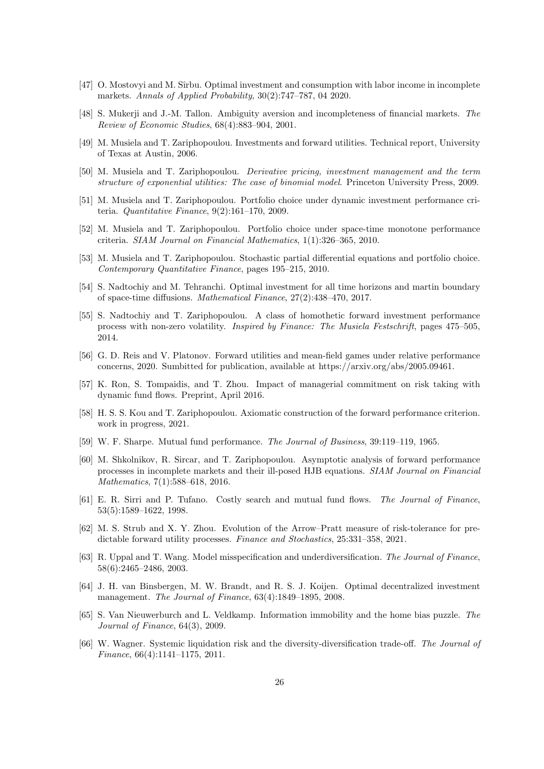[47] O. Mostovyi and M. Sîrbu. Optimal investment and consumption with labor income in incomplete markets. *Annals of Applied Probability*, 30(2):747–787, 04 2020.

[48] S. Mukerji and J.-M. Tallon. Ambiguity aversion and incompleteness of financial markets. *The Review of Economic Studies*, 68(4):883–904, 2001.

[49] M. Musiela and T. Zariphopoulou. Investments and forward utilities. Technical report, University of Texas at Austin, 2006.

[50] M. Musiela and T. Zariphopoulou. *Derivative pricing, investment management and the term structure of exponential utilities: The case of binomial model*. Princeton University Press, 2009.

[51] M. Musiela and T. Zariphopoulou. Portfolio choice under dynamic investment performance criteria. *Quantitative Finance*, 9(2):161–170, 2009.

[52] M. Musiela and T. Zariphopoulou. Portfolio choice under space-time monotone performance criteria. *SIAM Journal on Financial Mathematics*, 1(1):326–365, 2010.

[53] M. Musiela and T. Zariphopoulou. Stochastic partial differential equations and portfolio choice. *Contemporary Quantitative Finance*, pages 195–215, 2010.

[54] S. Nadtochiy and M. Tehranchi. Optimal investment for all time horizons and martin boundary of space-time diffusions. *Mathematical Finance*, 27(2):438–470, 2017.

[55] S. Nadtochiy and T. Zariphopoulou. A class of homothetic forward investment performance process with non-zero volatility. *Inspired by Finance: The Musiela Festschrift*, pages 475–505, 2014.

[56] G. D. Reis and V. Platonov. Forward utilities and mean-field games under relative performance concerns, 2020. Sumbitted for publication, available at https://arxiv.org/abs/2005.09461.

[57] K. Ron, S. Tompaidis, and T. Zhou. Impact of managerial commitment on risk taking with dynamic fund flows. Preprint, April 2016.

[58] H. S. S. Kou and T. Zariphopoulou. Axiomatic construction of the forward performance criterion. work in progress, 2021.

[59] W. F. Sharpe. Mutual fund performance. *The Journal of Business*, 39:119–119, 1965.

[60] M. Shkolnikov, R. Sircar, and T. Zariphopoulou. Asymptotic analysis of forward performance processes in incomplete markets and their ill-posed HJB equations. *SIAM Journal on Financial Mathematics*, 7(1):588–618, 2016.

[61] E. R. Sirri and P. Tufano. Costly search and mutual fund flows. *The Journal of Finance*, 53(5):1589–1622, 1998.

[62] M. S. Strub and X. Y. Zhou. Evolution of the Arrow–Pratt measure of risk-tolerance for predictable forward utility processes. *Finance and Stochastics*, 25:331–358, 2021.

[63] R. Uppal and T. Wang. Model misspecification and underdiversification. *The Journal of Finance*, 58(6):2465–2486, 2003.

[64] J. H. van Binsbergen, M. W. Brandt, and R. S. J. Koijen. Optimal decentralized investment management. *The Journal of Finance*, 63(4):1849–1895, 2008.

[65] S. Van Nieuwerburch and L. Veldkamp. Information immobility and the home bias puzzle. *The Journal of Finance*, 64(3), 2009.

[66] W. Wagner. Systemic liquidation risk and the diversity-diversification trade-off. *The Journal of Finance*, 66(4):1141–1175, 2011.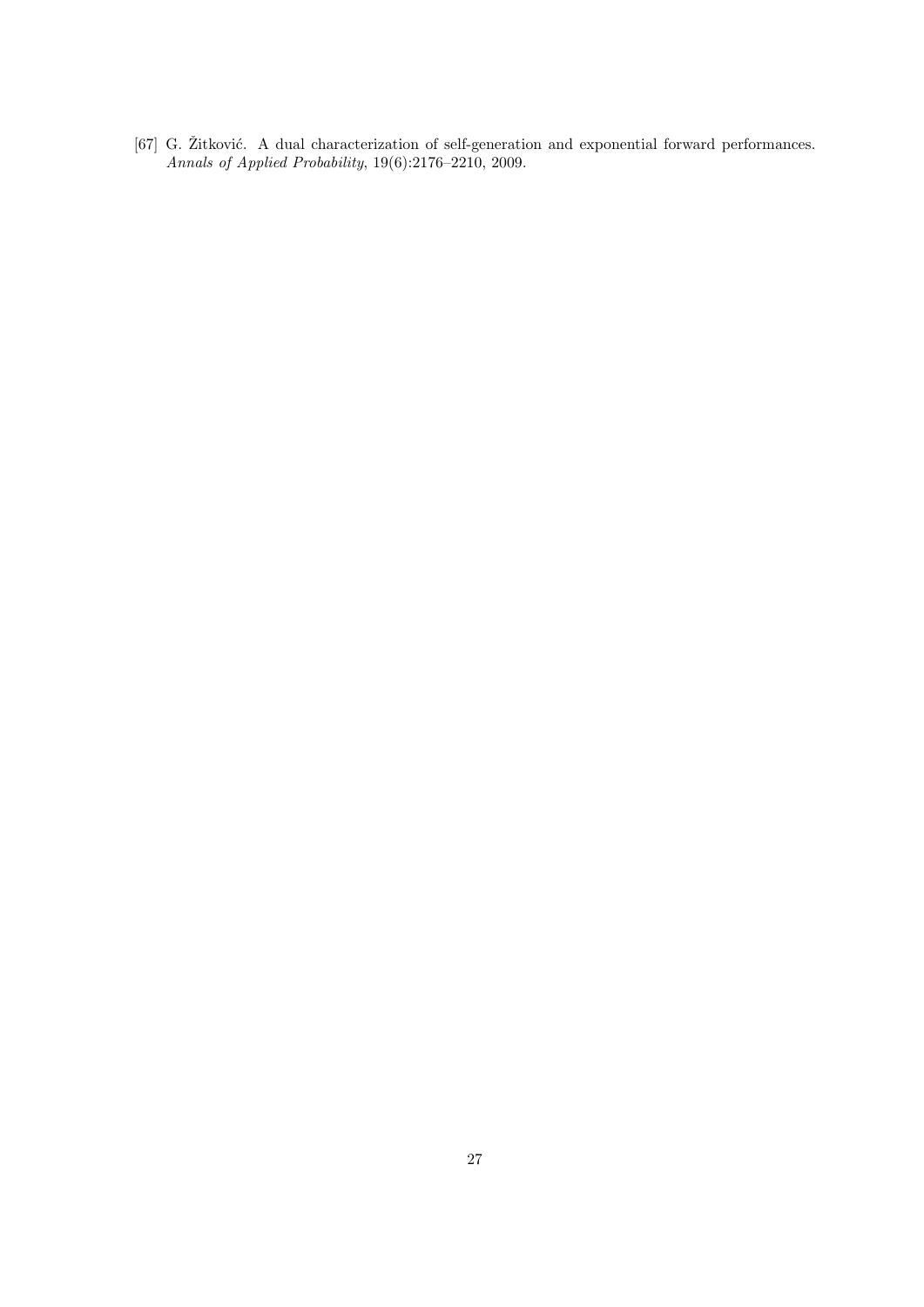[67] G. Žitković. A dual characterization of self-generation and exponential forward performances. *Annals of Applied Probability*, 19(6):2176–2210, 2009.